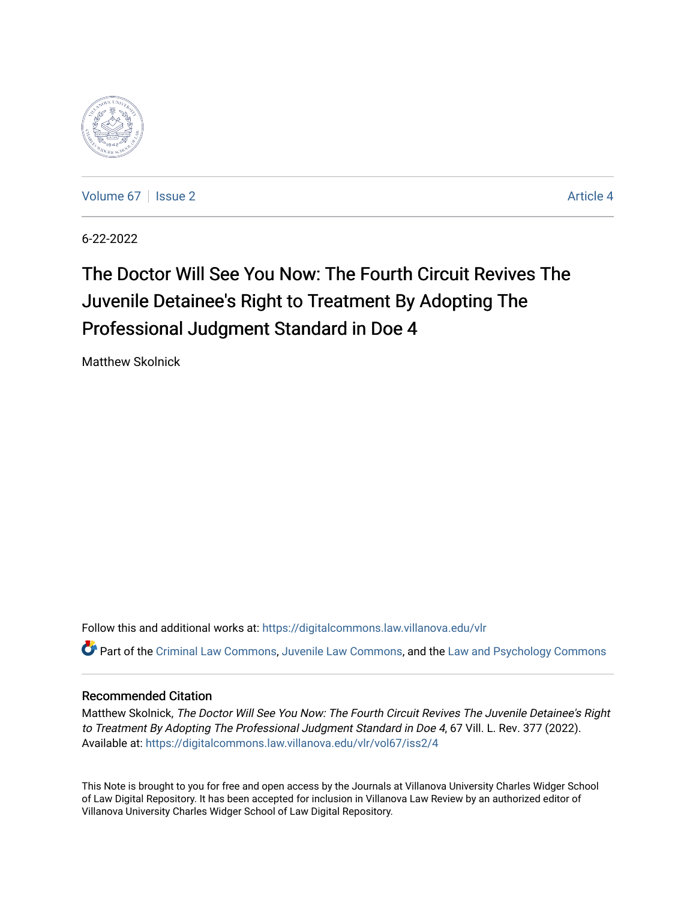Volume 67 | Issue 2 | Article 4

6-22-2022

# The Doctor Will See You Now: The Fourth Circuit Revives The Juvenile Detainee's Right to Treatment By Adopting The Professional Judgment Standard in Doe 4

Matthew Skolnick

Follow this and additional works at: https://digitalcommons.law.villanova.edu/vlr

Part of the Criminal Law Commons, Juvenile Law Commons, and the Law and Psychology Commons

## Recommended Citation

Matthew Skolnick, *The Doctor Will See You Now: The Fourth Circuit Revives The Juvenile Detainee's Right to Treatment By Adopting The Professional Judgment Standard in Doe 4*, 67 Vill. L. Rev. 377 (2022).
Available at: https://digitalcommons.law.villanova.edu/vlr/vol67/iss2/4

This Note is brought to you for free and open access by the Journals at Villanova University Charles Widger School of Law Digital Repository. It has been accepted for inclusion in Villanova Law Review by an authorized editor of Villanova University Charles Widger School of Law Digital Repository.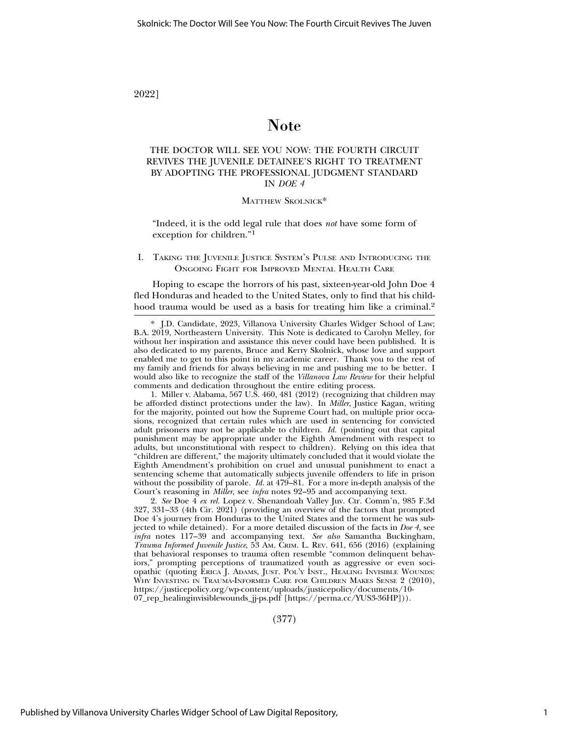# Note

## THE DOCTOR WILL SEE YOU NOW: THE FOURTH CIRCUIT REVIVES THE JUVENILE DETAINEE'S RIGHT TO TREATMENT BY ADOPTING THE PROFESSIONAL JUDGMENT STANDARD IN *DOE 4*

MATTHEW SKOLNICK*

> "Indeed, it is the odd legal rule that does *not* have some form of exception for children."[1]

### I. TAKING THE JUVENILE JUSTICE SYSTEM'S PULSE AND INTRODUCING THE ONGOING FIGHT FOR IMPROVED MENTAL HEALTH CARE

Hoping to escape the horrors of his past, sixteen-year-old John Doe 4 fled Honduras and headed to the United States, only to find that his childhood trauma would be used as a basis for treating him like a criminal.[2]

---

\* J.D. Candidate, 2023, Villanova University Charles Widger School of Law; B.A. 2019, Northeastern University. This Note is dedicated to Carolyn Melley, for without her inspiration and assistance this never could have been published. It is also dedicated to my parents, Bruce and Kerry Skolnick, whose love and support enabled me to get to this point in my academic career. Thank you to the rest of my family and friends for always believing in me and pushing me to be better. I would also like to recognize the staff of the *Villanova Law Review* for their helpful comments and dedication throughout the entire editing process.

1. Miller v. Alabama, 567 U.S. 460, 481 (2012) (recognizing that children may be afforded distinct protections under the law). In *Miller*, Justice Kagan, writing for the majority, pointed out how the Supreme Court had, on multiple prior occasions, recognized that certain rules which are used in sentencing for convicted adult prisoners may not be applicable to children. *Id.* (pointing out that capital punishment may be appropriate under the Eighth Amendment with respect to adults, but unconstitutional with respect to children). Relying on this idea that "children are different," the majority ultimately concluded that it would violate the Eighth Amendment's prohibition on cruel and unusual punishment to enact a sentencing scheme that automatically subjects juvenile offenders to life in prison without the possibility of parole. *Id.* at 479–81. For a more in-depth analysis of the Court's reasoning in *Miller*, see *infra* notes 92–95 and accompanying text.

2. *See* Doe 4 *ex rel.* Lopez v. Shenandoah Valley Juv. Ctr. Comm'n, 985 F.3d 327, 331–33 (4th Cir. 2021) (providing an overview of the factors that prompted Doe 4's journey from Honduras to the United States and the torment he was subjected to while detained). For a more detailed discussion of the facts in *Doe 4*, see *infra* notes 117–39 and accompanying text. *See also* Samantha Buckingham, *Trauma Informed Juvenile Justice*, 53 AM. CRIM. L. REV. 641, 656 (2016) (explaining that behavioral responses to trauma often resemble "common delinquent behaviors," prompting perceptions of traumatized youth as aggressive or even sociopathic (quoting ERICA J. ADAMS, JUST. POL'Y INST., HEALING INVISIBLE WOUNDS: WHY INVESTING IN TRAUMA-INFORMED CARE FOR CHILDREN MAKES SENSE 2 (2010), https://justicepolicy.org/wp-content/uploads/justicepolicy/documents/10-07_rep_healinginvisiblewounds_jj-ps.pdf [https://perma.cc/YUS3-36HP])).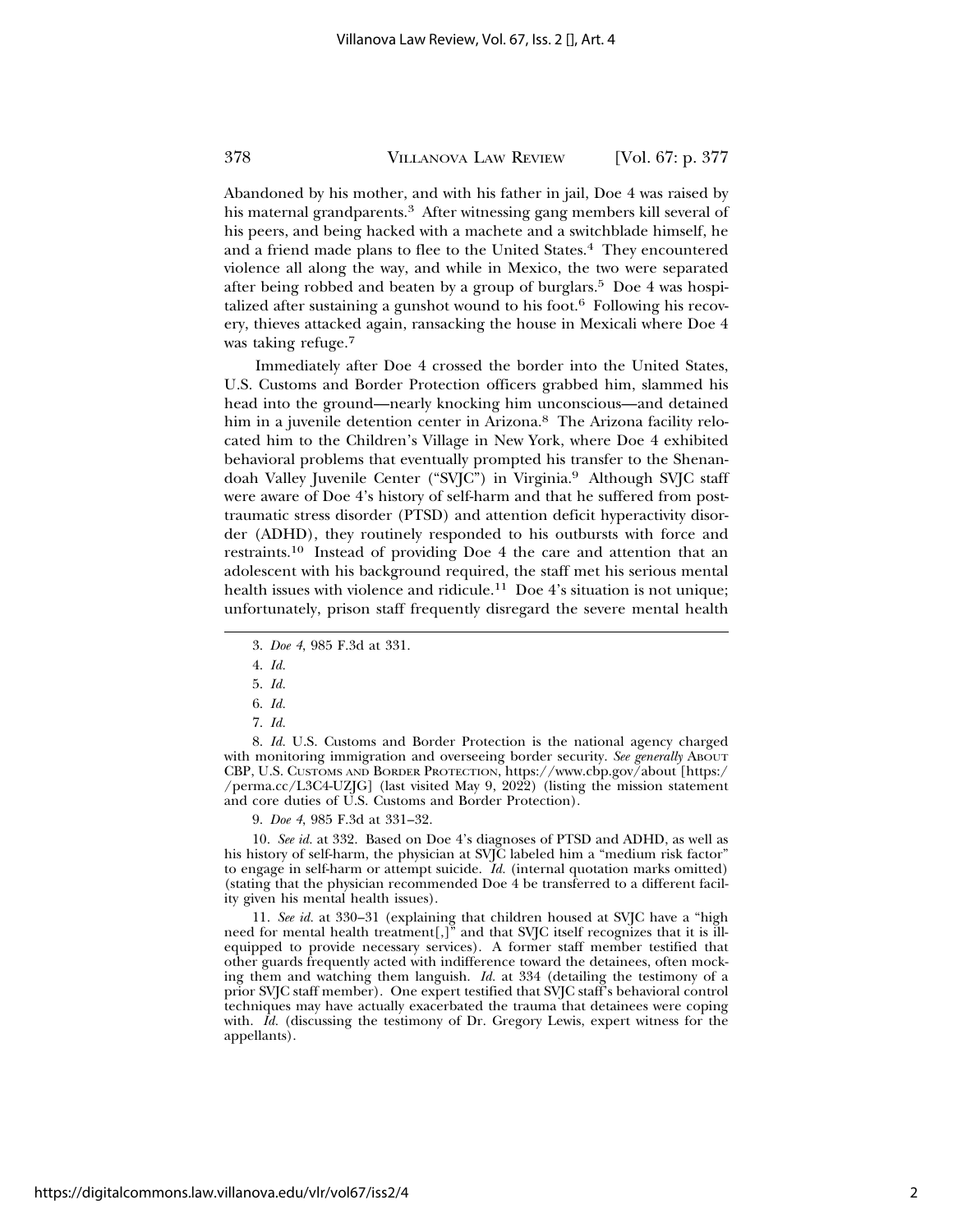Abandoned by his mother, and with his father in jail, Doe 4 was raised by his maternal grandparents.[3] After witnessing gang members kill several of his peers, and being hacked with a machete and a switchblade himself, he and a friend made plans to flee to the United States.[4] They encountered violence all along the way, and while in Mexico, the two were separated after being robbed and beaten by a group of burglars.[5] Doe 4 was hospitalized after sustaining a gunshot wound to his foot.[6] Following his recovery, thieves attacked again, ransacking the house in Mexicali where Doe 4 was taking refuge.[7]

Immediately after Doe 4 crossed the border into the United States, U.S. Customs and Border Protection officers grabbed him, slammed his head into the ground—nearly knocking him unconscious—and detained him in a juvenile detention center in Arizona.[8] The Arizona facility relocated him to the Children's Village in New York, where Doe 4 exhibited behavioral problems that eventually prompted his transfer to the Shenandoah Valley Juvenile Center ("SVJC") in Virginia.[9] Although SVJC staff were aware of Doe 4's history of self-harm and that he suffered from post-traumatic stress disorder (PTSD) and attention deficit hyperactivity disorder (ADHD), they routinely responded to his outbursts with force and restraints.[10] Instead of providing Doe 4 the care and attention that an adolescent with his background required, the staff met his serious mental health issues with violence and ridicule.[11] Doe 4's situation is not unique; unfortunately, prison staff frequently disregard the severe mental health

---

3. *Doe 4*, 985 F.3d at 331.

4. *Id.*

5. *Id.*

6. *Id.*

7. *Id.*

8. *Id.* U.S. Customs and Border Protection is the national agency charged with monitoring immigration and overseeing border security. *See generally* About CBP, U.S. Customs and Border Protection, https://www.cbp.gov/about [https://perma.cc/L3C4-UZJG] (last visited May 9, 2022) (listing the mission statement and core duties of U.S. Customs and Border Protection).

9. *Doe 4*, 985 F.3d at 331–32.

10. *See id.* at 332. Based on Doe 4's diagnoses of PTSD and ADHD, as well as his history of self-harm, the physician at SVJC labeled him a "medium risk factor" to engage in self-harm or attempt suicide. *Id.* (internal quotation marks omitted) (stating that the physician recommended Doe 4 be transferred to a different facility given his mental health issues).

11. *See id.* at 330–31 (explaining that children housed at SVJC have a "high need for mental health treatment[,]" and that SVJC itself recognizes that it is ill-equipped to provide necessary services). A former staff member testified that other guards frequently acted with indifference toward the detainees, often mocking them and watching them languish. *Id.* at 334 (detailing the testimony of a prior SVJC staff member). One expert testified that SVJC staff's behavioral control techniques may have actually exacerbated the trauma that detainees were coping with. *Id.* (discussing the testimony of Dr. Gregory Lewis, expert witness for the appellants).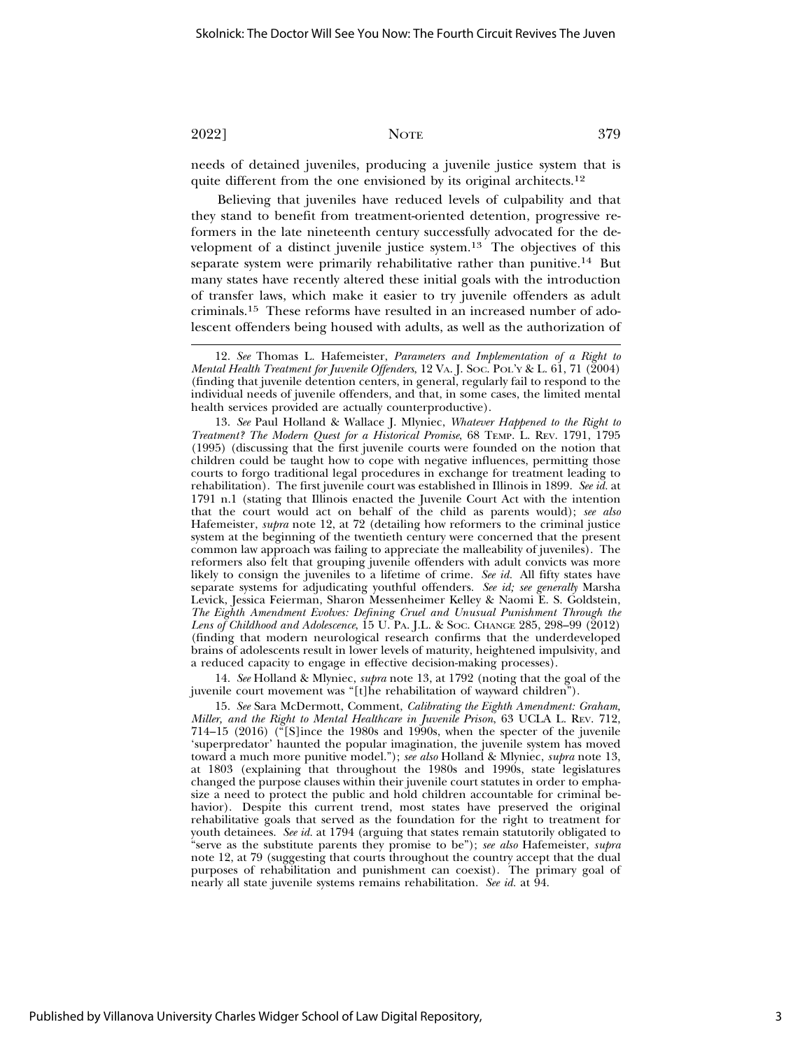needs of detained juveniles, producing a juvenile justice system that is quite different from the one envisioned by its original architects.[12]

Believing that juveniles have reduced levels of culpability and that they stand to benefit from treatment-oriented detention, progressive reformers in the late nineteenth century successfully advocated for the development of a distinct juvenile justice system.[13] The objectives of this separate system were primarily rehabilitative rather than punitive.[14] But many states have recently altered these initial goals with the introduction of transfer laws, which make it easier to try juvenile offenders as adult criminals.[15] These reforms have resulted in an increased number of adolescent offenders being housed with adults, as well as the authorization of

---

12. *See* Thomas L. Hafemeister, *Parameters and Implementation of a Right to Mental Health Treatment for Juvenile Offenders*, 12 VA. J. SOC. POL'Y & L. 61, 71 (2004) (finding that juvenile detention centers, in general, regularly fail to respond to the individual needs of juvenile offenders, and that, in some cases, the limited mental health services provided are actually counterproductive).

13. *See* Paul Holland & Wallace J. Mlyniec, *Whatever Happened to the Right to Treatment? The Modern Quest for a Historical Promise*, 68 TEMP. L. REV. 1791, 1795 (1995) (discussing that the first juvenile courts were founded on the notion that children could be taught how to cope with negative influences, permitting those courts to forgo traditional legal procedures in exchange for treatment leading to rehabilitation). The first juvenile court was established in Illinois in 1899. *See id.* at 1791 n.1 (stating that Illinois enacted the Juvenile Court Act with the intention that the court would act on behalf of the child as parents would); *see also* Hafemeister, *supra* note 12, at 72 (detailing how reformers to the criminal justice system at the beginning of the twentieth century were concerned that the present common law approach was failing to appreciate the malleability of juveniles). The reformers also felt that grouping juvenile offenders with adult convicts was more likely to consign the juveniles to a lifetime of crime. *See id.* All fifty states have separate systems for adjudicating youthful offenders. *See id; see generally* Marsha Levick, Jessica Feierman, Sharon Messenheimer Kelley & Naomi E. S. Goldstein, *The Eighth Amendment Evolves: Defining Cruel and Unusual Punishment Through the Lens of Childhood and Adolescence*, 15 U. PA. J.L. & SOC. CHANGE 285, 298–99 (2012) (finding that modern neurological research confirms that the underdeveloped brains of adolescents result in lower levels of maturity, heightened impulsivity, and a reduced capacity to engage in effective decision-making processes).

14. *See* Holland & Mlyniec, *supra* note 13, at 1792 (noting that the goal of the juvenile court movement was "[t]he rehabilitation of wayward children").

15. *See* Sara McDermott, Comment, *Calibrating the Eighth Amendment: Graham, Miller, and the Right to Mental Healthcare in Juvenile Prison*, 63 UCLA L. REV. 712, 714–15 (2016) ("[S]ince the 1980s and 1990s, when the specter of the juvenile 'superpredator' haunted the popular imagination, the juvenile system has moved toward a much more punitive model."); *see also* Holland & Mlyniec, *supra* note 13, at 1803 (explaining that throughout the 1980s and 1990s, state legislatures changed the purpose clauses within their juvenile court statutes in order to emphasize a need to protect the public and hold children accountable for criminal behavior). Despite this current trend, most states have preserved the original rehabilitative goals that served as the foundation for the right to treatment for youth detainees. *See id.* at 1794 (arguing that states remain statutorily obligated to "serve as the substitute parents they promise to be"); *see also* Hafemeister, *supra* note 12, at 79 (suggesting that courts throughout the country accept that the dual purposes of rehabilitation and punishment can coexist). The primary goal of nearly all state juvenile systems remains rehabilitation. *See id.* at 94.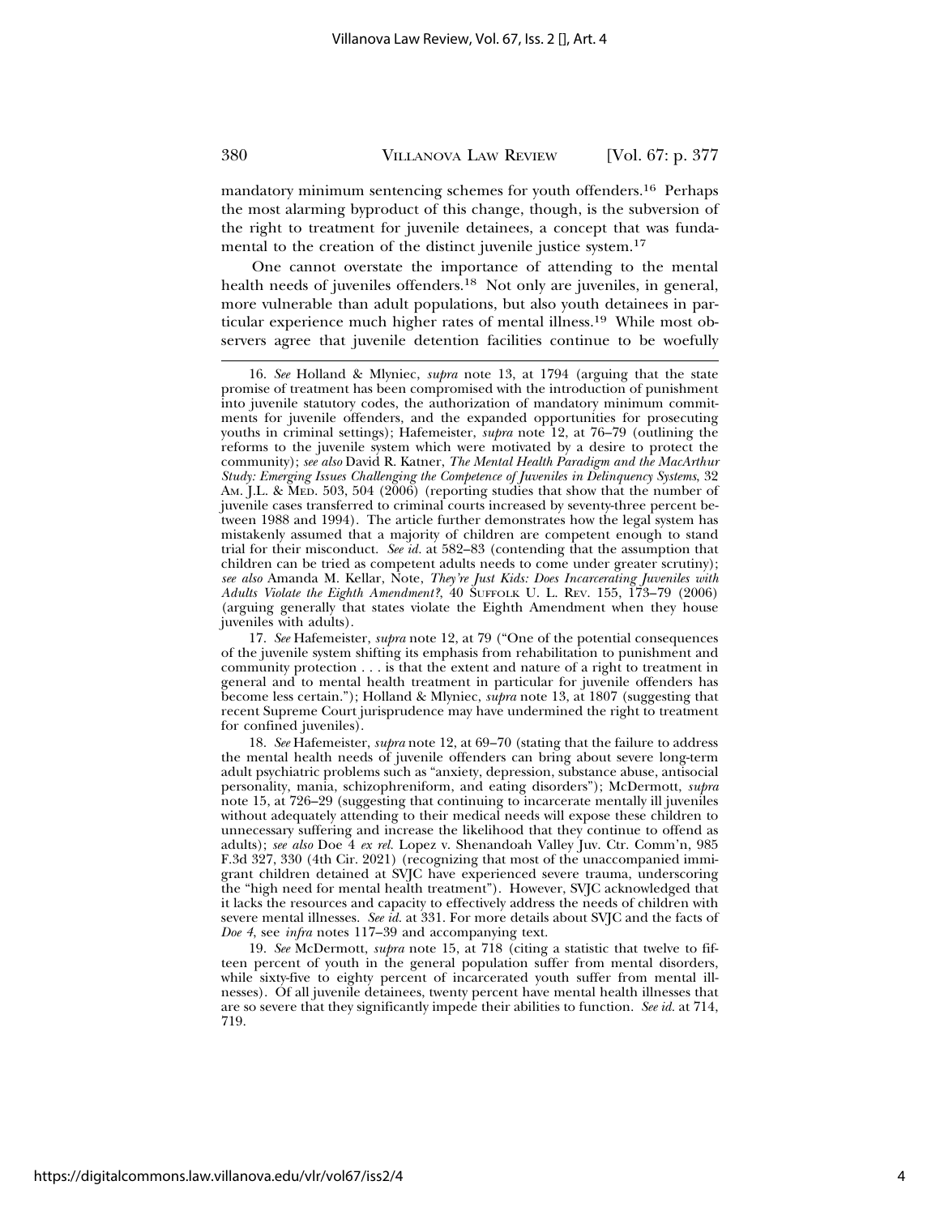mandatory minimum sentencing schemes for youth offenders.[16] Perhaps the most alarming byproduct of this change, though, is the subversion of the right to treatment for juvenile detainees, a concept that was fundamental to the creation of the distinct juvenile justice system.[17]

One cannot overstate the importance of attending to the mental health needs of juveniles offenders.[18] Not only are juveniles, in general, more vulnerable than adult populations, but also youth detainees in particular experience much higher rates of mental illness.[19] While most observers agree that juvenile detention facilities continue to be woefully

---

16. *See* Holland & Mlyniec, *supra* note 13, at 1794 (arguing that the state promise of treatment has been compromised with the introduction of punishment into juvenile statutory codes, the authorization of mandatory minimum commitments for juvenile offenders, and the expanded opportunities for prosecuting youths in criminal settings); Hafemeister, *supra* note 12, at 76–79 (outlining the reforms to the juvenile system which were motivated by a desire to protect the community); *see also* David R. Katner, *The Mental Health Paradigm and the MacArthur Study: Emerging Issues Challenging the Competence of Juveniles in Delinquency Systems*, 32 AM. J.L. & MED. 503, 504 (2006) (reporting studies that show that the number of juvenile cases transferred to criminal courts increased by seventy-three percent between 1988 and 1994). The article further demonstrates how the legal system has mistakenly assumed that a majority of children are competent enough to stand trial for their misconduct. *See id.* at 582–83 (contending that the assumption that children can be tried as competent adults needs to come under greater scrutiny); *see also* Amanda M. Kellar, Note, *They're Just Kids: Does Incarcerating Juveniles with Adults Violate the Eighth Amendment?*, 40 SUFFOLK U. L. REV. 155, 173–79 (2006) (arguing generally that states violate the Eighth Amendment when they house juveniles with adults).

17. *See* Hafemeister, *supra* note 12, at 79 ("One of the potential consequences of the juvenile system shifting its emphasis from rehabilitation to punishment and community protection . . . is that the extent and nature of a right to treatment in general and to mental health treatment in particular for juvenile offenders has become less certain."); Holland & Mlyniec, *supra* note 13, at 1807 (suggesting that recent Supreme Court jurisprudence may have undermined the right to treatment for confined juveniles).

18. *See* Hafemeister, *supra* note 12, at 69–70 (stating that the failure to address the mental health needs of juvenile offenders can bring about severe long-term adult psychiatric problems such as "anxiety, depression, substance abuse, antisocial personality, mania, schizophreniform, and eating disorders"); McDermott, *supra* note 15, at 726–29 (suggesting that continuing to incarcerate mentally ill juveniles without adequately attending to their medical needs will expose these children to unnecessary suffering and increase the likelihood that they continue to offend as adults); *see also* Doe 4 *ex rel.* Lopez v. Shenandoah Valley Juv. Ctr. Comm'n, 985 F.3d 327, 330 (4th Cir. 2021) (recognizing that most of the unaccompanied immigrant children detained at SVJC have experienced severe trauma, underscoring the "high need for mental health treatment"). However, SVJC acknowledged that it lacks the resources and capacity to effectively address the needs of children with severe mental illnesses. *See id.* at 331. For more details about SVJC and the facts of *Doe 4*, see *infra* notes 117–39 and accompanying text.

19. *See* McDermott, *supra* note 15, at 718 (citing a statistic that twelve to fifteen percent of youth in the general population suffer from mental disorders, while sixty-five to eighty percent of incarcerated youth suffer from mental illnesses). Of all juvenile detainees, twenty percent have mental health illnesses that are so severe that they significantly impede their abilities to function. *See id.* at 714, 719.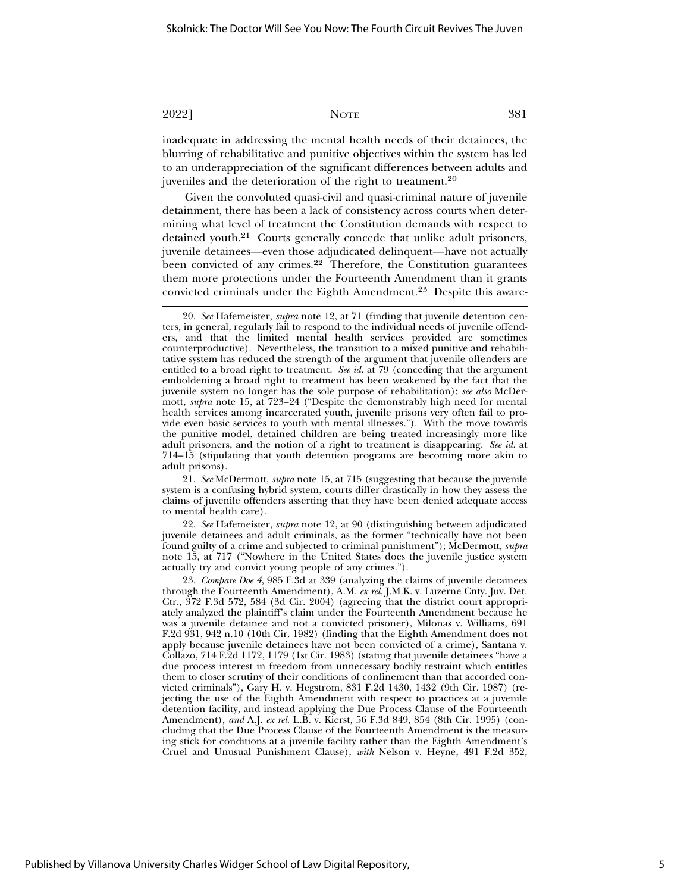inadequate in addressing the mental health needs of their detainees, the blurring of rehabilitative and punitive objectives within the system has led to an underappreciation of the significant differences between adults and juveniles and the deterioration of the right to treatment.[20]

Given the convoluted quasi-civil and quasi-criminal nature of juvenile detainment, there has been a lack of consistency across courts when determining what level of treatment the Constitution demands with respect to detained youth.[21] Courts generally concede that unlike adult prisoners, juvenile detainees—even those adjudicated delinquent—have not actually been convicted of any crimes.[22] Therefore, the Constitution guarantees them more protections under the Fourteenth Amendment than it grants convicted criminals under the Eighth Amendment.[23] Despite this aware-

---

20. *See* Hafemeister, *supra* note 12, at 71 (finding that juvenile detention centers, in general, regularly fail to respond to the individual needs of juvenile offenders, and that the limited mental health services provided are sometimes counterproductive). Nevertheless, the transition to a mixed punitive and rehabilitative system has reduced the strength of the argument that juvenile offenders are entitled to a broad right to treatment. *See id.* at 79 (conceding that the argument emboldening a broad right to treatment has been weakened by the fact that the juvenile system no longer has the sole purpose of rehabilitation); *see also* McDermott, *supra* note 15, at 723–24 ("Despite the demonstrably high need for mental health services among incarcerated youth, juvenile prisons very often fail to provide even basic services to youth with mental illnesses."). With the move towards the punitive model, detained children are being treated increasingly more like adult prisoners, and the notion of a right to treatment is disappearing. *See id.* at 714–15 (stipulating that youth detention programs are becoming more akin to adult prisons).

21. *See* McDermott, *supra* note 15, at 715 (suggesting that because the juvenile system is a confusing hybrid system, courts differ drastically in how they assess the claims of juvenile offenders asserting that they have been denied adequate access to mental health care).

22. *See* Hafemeister, *supra* note 12, at 90 (distinguishing between adjudicated juvenile detainees and adult criminals, as the former "technically have not been found guilty of a crime and subjected to criminal punishment"); McDermott, *supra* note 15, at 717 ("Nowhere in the United States does the juvenile justice system actually try and convict young people of any crimes.").

23. *Compare Doe 4*, 985 F.3d at 339 (analyzing the claims of juvenile detainees through the Fourteenth Amendment), A.M. *ex rel.* J.M.K. v. Luzerne Cnty. Juv. Det. Ctr., 372 F.3d 572, 584 (3d Cir. 2004) (agreeing that the district court appropriately analyzed the plaintiff's claim under the Fourteenth Amendment because he was a juvenile detainee and not a convicted prisoner), Milonas v. Williams, 691 F.2d 931, 942 n.10 (10th Cir. 1982) (finding that the Eighth Amendment does not apply because juvenile detainees have not been convicted of a crime), Santana v. Collazo, 714 F.2d 1172, 1179 (1st Cir. 1983) (stating that juvenile detainees "have a due process interest in freedom from unnecessary bodily restraint which entitles them to closer scrutiny of their conditions of confinement than that accorded convicted criminals"), Gary H. v. Hegstrom, 831 F.2d 1430, 1432 (9th Cir. 1987) (rejecting the use of the Eighth Amendment with respect to practices at a juvenile detention facility, and instead applying the Due Process Clause of the Fourteenth Amendment), *and* A.J. *ex rel.* L.B. v. Kierst, 56 F.3d 849, 854 (8th Cir. 1995) (concluding that the Due Process Clause of the Fourteenth Amendment is the measuring stick for conditions at a juvenile facility rather than the Eighth Amendment's Cruel and Unusual Punishment Clause), *with* Nelson v. Heyne, 491 F.2d 352,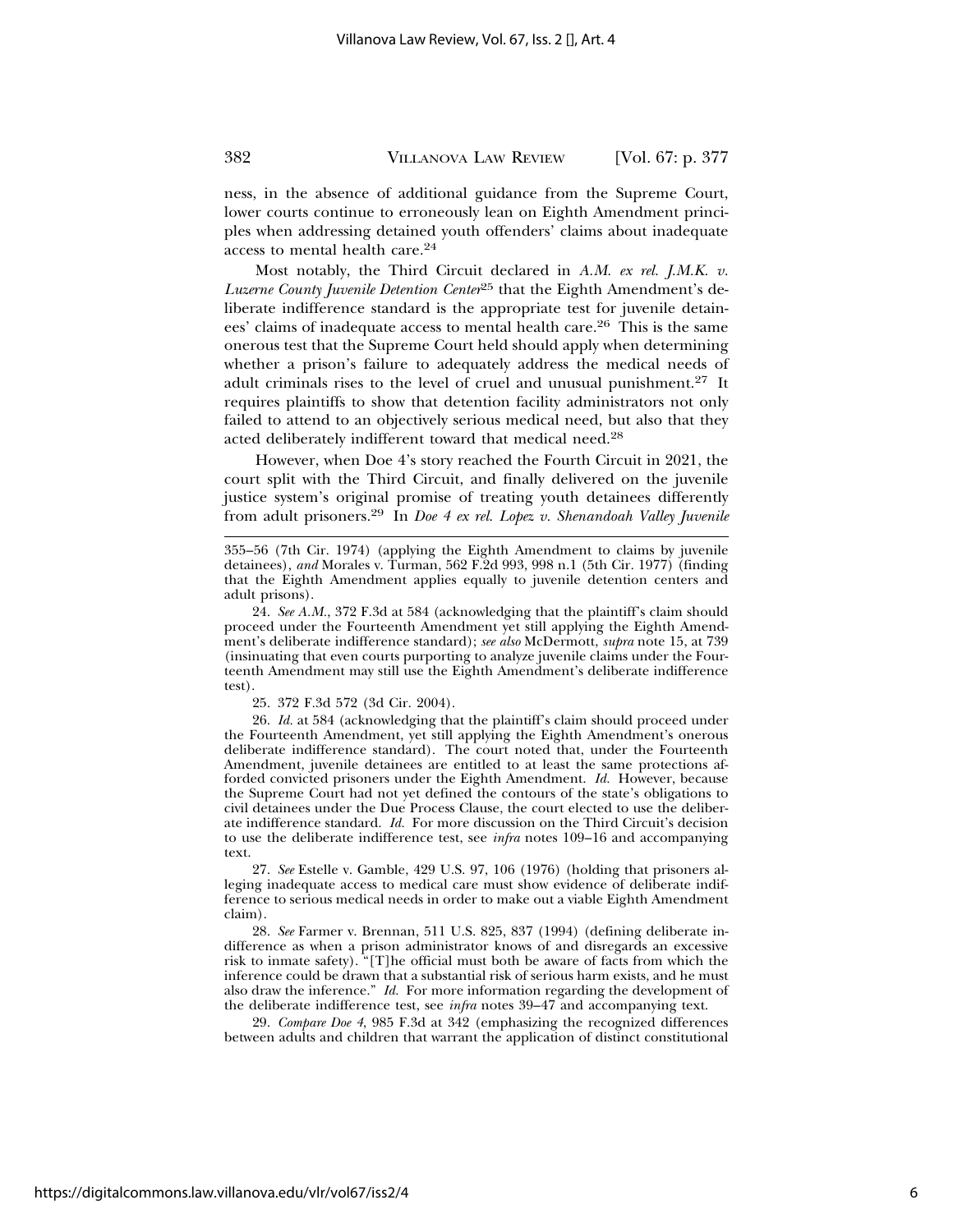ness, in the absence of additional guidance from the Supreme Court, lower courts continue to erroneously lean on Eighth Amendment principles when addressing detained youth offenders' claims about inadequate access to mental health care.[24]

Most notably, the Third Circuit declared in *A.M. ex rel. J.M.K. v. Luzerne County Juvenile Detention Center*[25] that the Eighth Amendment's deliberate indifference standard is the appropriate test for juvenile detainees' claims of inadequate access to mental health care.[26] This is the same onerous test that the Supreme Court held should apply when determining whether a prison's failure to adequately address the medical needs of adult criminals rises to the level of cruel and unusual punishment.[27] It requires plaintiffs to show that detention facility administrators not only failed to attend to an objectively serious medical need, but also that they acted deliberately indifferent toward that medical need.[28]

However, when Doe 4's story reached the Fourth Circuit in 2021, the court split with the Third Circuit, and finally delivered on the juvenile justice system's original promise of treating youth detainees differently from adult prisoners.[29] In *Doe 4 ex rel. Lopez v. Shenandoah Valley Juvenile*

---

355–56 (7th Cir. 1974) (applying the Eighth Amendment to claims by juvenile detainees), *and* Morales v. Turman, 562 F.2d 993, 998 n.1 (5th Cir. 1977) (finding that the Eighth Amendment applies equally to juvenile detention centers and adult prisons).

24. *See A.M.*, 372 F.3d at 584 (acknowledging that the plaintiff's claim should proceed under the Fourteenth Amendment yet still applying the Eighth Amendment's deliberate indifference standard); *see also* McDermott, *supra* note 15, at 739 (insinuating that even courts purporting to analyze juvenile claims under the Fourteenth Amendment may still use the Eighth Amendment's deliberate indifference test).

25. 372 F.3d 572 (3d Cir. 2004).

26. *Id.* at 584 (acknowledging that the plaintiff's claim should proceed under the Fourteenth Amendment, yet still applying the Eighth Amendment's onerous deliberate indifference standard). The court noted that, under the Fourteenth Amendment, juvenile detainees are entitled to at least the same protections afforded convicted prisoners under the Eighth Amendment. *Id.* However, because the Supreme Court had not yet defined the contours of the state's obligations to civil detainees under the Due Process Clause, the court elected to use the deliberate indifference standard. *Id.* For more discussion on the Third Circuit's decision to use the deliberate indifference test, see *infra* notes 109–16 and accompanying text.

27. *See* Estelle v. Gamble, 429 U.S. 97, 106 (1976) (holding that prisoners alleging inadequate access to medical care must show evidence of deliberate indifference to serious medical needs in order to make out a viable Eighth Amendment claim).

28. *See* Farmer v. Brennan, 511 U.S. 825, 837 (1994) (defining deliberate indifference as when a prison administrator knows of and disregards an excessive risk to inmate safety). "[T]he official must both be aware of facts from which the inference could be drawn that a substantial risk of serious harm exists, and he must also draw the inference." *Id.* For more information regarding the development of the deliberate indifference test, see *infra* notes 39–47 and accompanying text.

29. *Compare Doe 4*, 985 F.3d at 342 (emphasizing the recognized differences between adults and children that warrant the application of distinct constitutional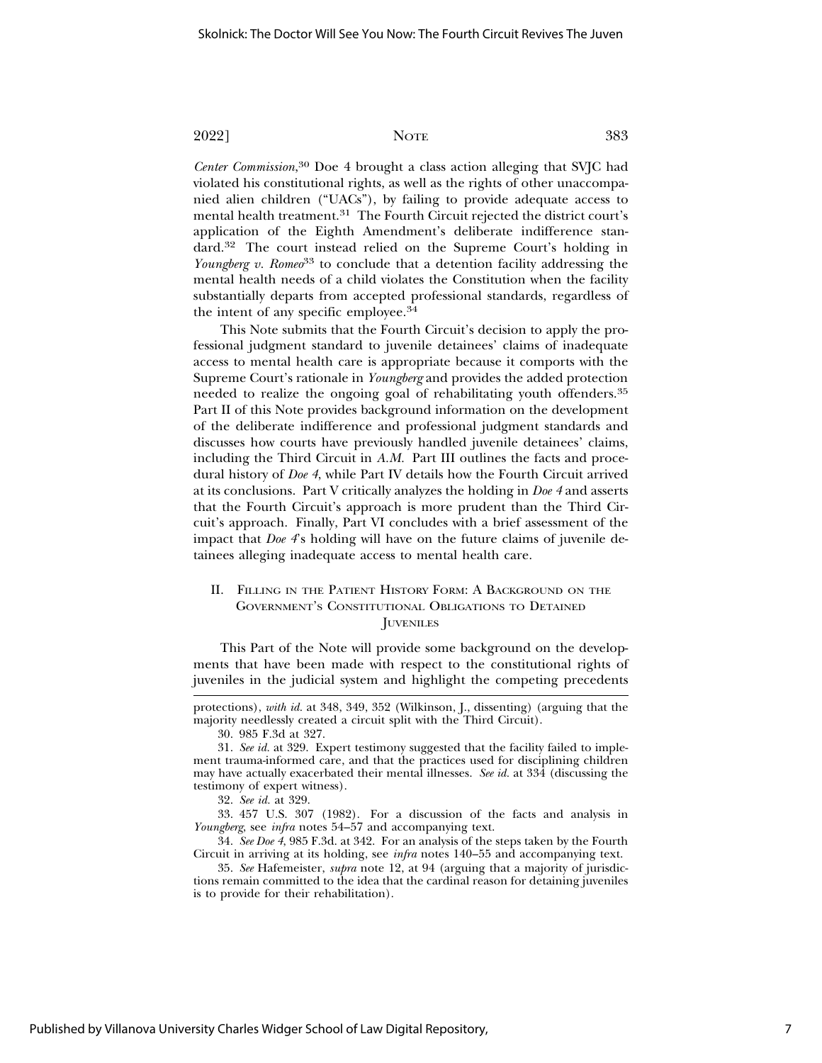*Center Commission*,[30] Doe 4 brought a class action alleging that SVJC had violated his constitutional rights, as well as the rights of other unaccompanied alien children ("UACs"), by failing to provide adequate access to mental health treatment.[31] The Fourth Circuit rejected the district court's application of the Eighth Amendment's deliberate indifference standard.[32] The court instead relied on the Supreme Court's holding in *Youngberg v. Romeo*[33] to conclude that a detention facility addressing the mental health needs of a child violates the Constitution when the facility substantially departs from accepted professional standards, regardless of the intent of any specific employee.[34]

This Note submits that the Fourth Circuit's decision to apply the professional judgment standard to juvenile detainees' claims of inadequate access to mental health care is appropriate because it comports with the Supreme Court's rationale in *Youngberg* and provides the added protection needed to realize the ongoing goal of rehabilitating youth offenders.[35] Part II of this Note provides background information on the development of the deliberate indifference and professional judgment standards and discusses how courts have previously handled juvenile detainees' claims, including the Third Circuit in *A.M.* Part III outlines the facts and procedural history of *Doe 4*, while Part IV details how the Fourth Circuit arrived at its conclusions. Part V critically analyzes the holding in *Doe 4* and asserts that the Fourth Circuit's approach is more prudent than the Third Circuit's approach. Finally, Part VI concludes with a brief assessment of the impact that *Doe 4*'s holding will have on the future claims of juvenile detainees alleging inadequate access to mental health care.

## II. Filling in the Patient History Form: A Background on the Government's Constitutional Obligations to Detained Juveniles

This Part of the Note will provide some background on the developments that have been made with respect to the constitutional rights of juveniles in the judicial system and highlight the competing precedents

---

protections), *with id.* at 348, 349, 352 (Wilkinson, J., dissenting) (arguing that the majority needlessly created a circuit split with the Third Circuit).

30. 985 F.3d at 327.

31. *See id.* at 329. Expert testimony suggested that the facility failed to implement trauma-informed care, and that the practices used for disciplining children may have actually exacerbated their mental illnesses. *See id.* at 334 (discussing the testimony of expert witness).

32. *See id.* at 329.

33. 457 U.S. 307 (1982). For a discussion of the facts and analysis in *Youngberg*, see *infra* notes 54–57 and accompanying text.

34. *See Doe 4*, 985 F.3d. at 342. For an analysis of the steps taken by the Fourth Circuit in arriving at its holding, see *infra* notes 140–55 and accompanying text.

35. *See* Hafemeister, *supra* note 12, at 94 (arguing that a majority of jurisdictions remain committed to the idea that the cardinal reason for detaining juveniles is to provide for their rehabilitation).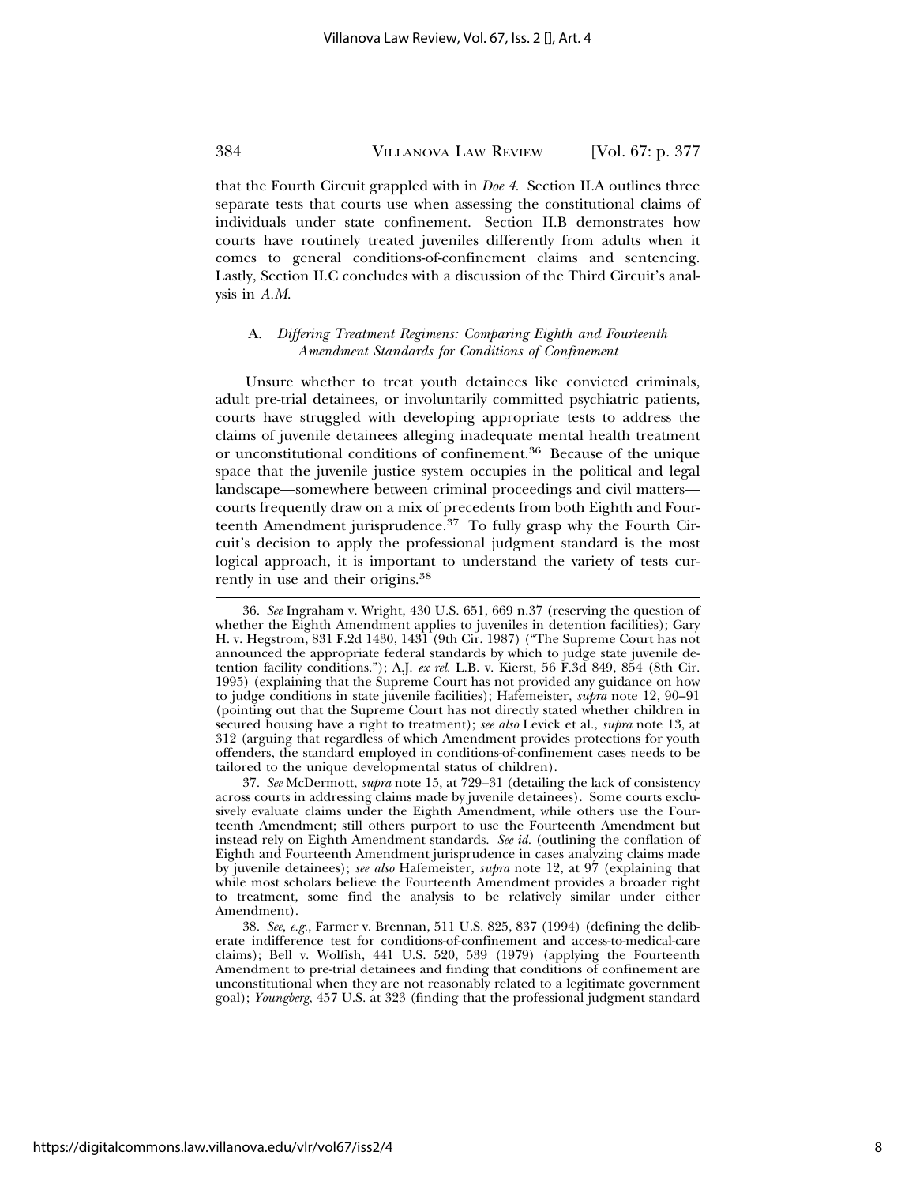that the Fourth Circuit grappled with in *Doe 4*. Section II.A outlines three separate tests that courts use when assessing the constitutional claims of individuals under state confinement. Section II.B demonstrates how courts have routinely treated juveniles differently from adults when it comes to general conditions-of-confinement claims and sentencing. Lastly, Section II.C concludes with a discussion of the Third Circuit's analysis in *A.M.*

### A. *Differing Treatment Regimens: Comparing Eighth and Fourteenth Amendment Standards for Conditions of Confinement*

Unsure whether to treat youth detainees like convicted criminals, adult pre-trial detainees, or involuntarily committed psychiatric patients, courts have struggled with developing appropriate tests to address the claims of juvenile detainees alleging inadequate mental health treatment or unconstitutional conditions of confinement.[36] Because of the unique space that the juvenile justice system occupies in the political and legal landscape—somewhere between criminal proceedings and civil matters—courts frequently draw on a mix of precedents from both Eighth and Fourteenth Amendment jurisprudence.[37] To fully grasp why the Fourth Circuit's decision to apply the professional judgment standard is the most logical approach, it is important to understand the variety of tests currently in use and their origins.[38]

---

36. *See* Ingraham v. Wright, 430 U.S. 651, 669 n.37 (reserving the question of whether the Eighth Amendment applies to juveniles in detention facilities); Gary H. v. Hegstrom, 831 F.2d 1430, 1431 (9th Cir. 1987) ("The Supreme Court has not announced the appropriate federal standards by which to judge state juvenile detention facility conditions."); A.J. *ex rel.* L.B. v. Kierst, 56 F.3d 849, 854 (8th Cir. 1995) (explaining that the Supreme Court has not provided any guidance on how to judge conditions in state juvenile facilities); Hafemeister, *supra* note 12, 90–91 (pointing out that the Supreme Court has not directly stated whether children in secured housing have a right to treatment); *see also* Levick et al., *supra* note 13, at 312 (arguing that regardless of which Amendment provides protections for youth offenders, the standard employed in conditions-of-confinement cases needs to be tailored to the unique developmental status of children).

37. *See* McDermott, *supra* note 15, at 729–31 (detailing the lack of consistency across courts in addressing claims made by juvenile detainees). Some courts exclusively evaluate claims under the Eighth Amendment, while others use the Fourteenth Amendment; still others purport to use the Fourteenth Amendment but instead rely on Eighth Amendment standards. *See id.* (outlining the conflation of Eighth and Fourteenth Amendment jurisprudence in cases analyzing claims made by juvenile detainees); *see also* Hafemeister, *supra* note 12, at 97 (explaining that while most scholars believe the Fourteenth Amendment provides a broader right to treatment, some find the analysis to be relatively similar under either Amendment).

38. *See, e.g.*, Farmer v. Brennan, 511 U.S. 825, 837 (1994) (defining the deliberate indifference test for conditions-of-confinement and access-to-medical-care claims); Bell v. Wolfish, 441 U.S. 520, 539 (1979) (applying the Fourteenth Amendment to pre-trial detainees and finding that conditions of confinement are unconstitutional when they are not reasonably related to a legitimate government goal); *Youngberg*, 457 U.S. at 323 (finding that the professional judgment standard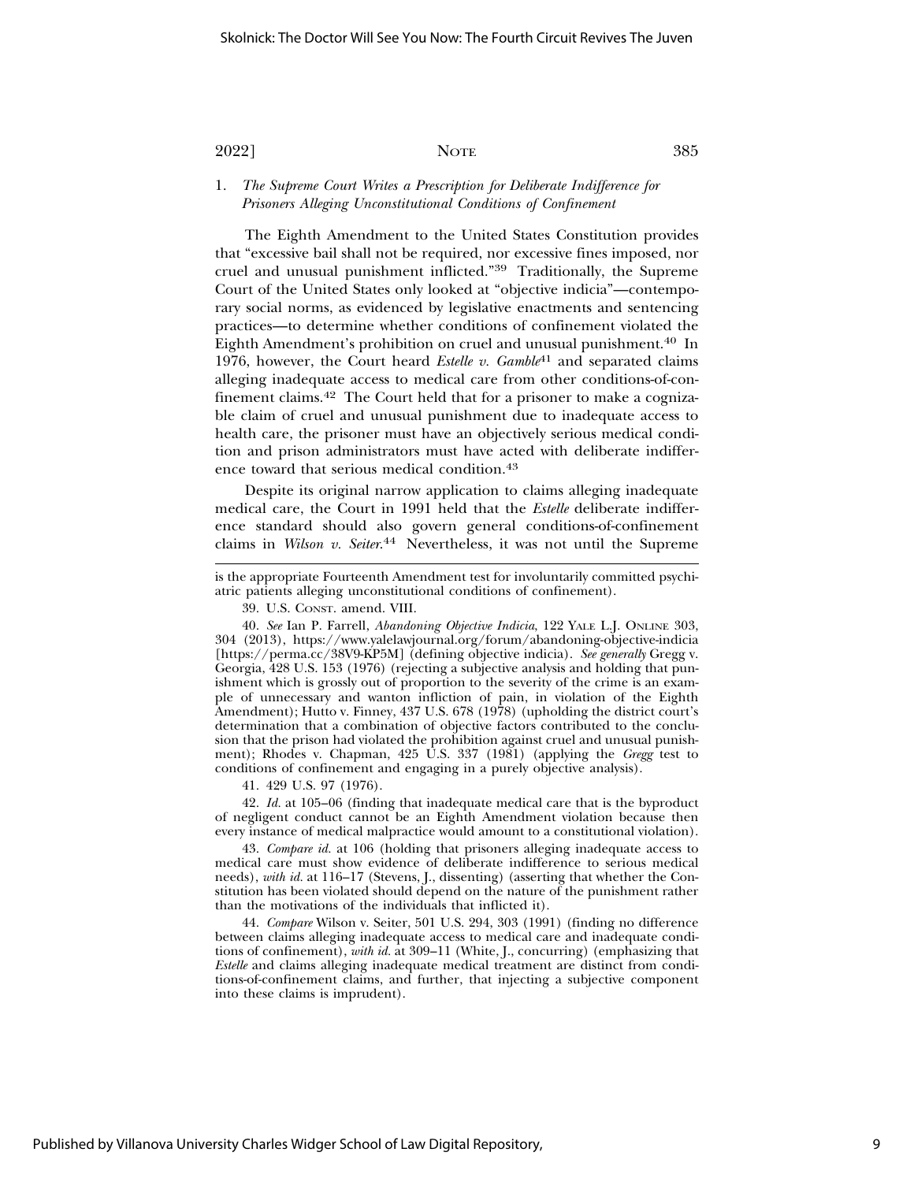1. *The Supreme Court Writes a Prescription for Deliberate Indifference for Prisoners Alleging Unconstitutional Conditions of Confinement*

The Eighth Amendment to the United States Constitution provides that "excessive bail shall not be required, nor excessive fines imposed, nor cruel and unusual punishment inflicted."[39] Traditionally, the Supreme Court of the United States only looked at "objective indicia"—contemporary social norms, as evidenced by legislative enactments and sentencing practices—to determine whether conditions of confinement violated the Eighth Amendment's prohibition on cruel and unusual punishment.[40] In 1976, however, the Court heard *Estelle v. Gamble*[41] and separated claims alleging inadequate access to medical care from other conditions-of-confinement claims.[42] The Court held that for a prisoner to make a cognizable claim of cruel and unusual punishment due to inadequate access to health care, the prisoner must have an objectively serious medical condition and prison administrators must have acted with deliberate indifference toward that serious medical condition.[43]

Despite its original narrow application to claims alleging inadequate medical care, the Court in 1991 held that the *Estelle* deliberate indifference standard should also govern general conditions-of-confinement claims in *Wilson v. Seiter*.[44] Nevertheless, it was not until the Supreme

---

is the appropriate Fourteenth Amendment test for involuntarily committed psychiatric patients alleging unconstitutional conditions of confinement).

39. U.S. CONST. amend. VIII.

40. *See* Ian P. Farrell, *Abandoning Objective Indicia*, 122 YALE L.J. ONLINE 303, 304 (2013), https://www.yalelawjournal.org/forum/abandoning-objective-indicia [https://perma.cc/38V9-KP5M] (defining objective indicia). *See generally* Gregg v. Georgia, 428 U.S. 153 (1976) (rejecting a subjective analysis and holding that punishment which is grossly out of proportion to the severity of the crime is an example of unnecessary and wanton infliction of pain, in violation of the Eighth Amendment); Hutto v. Finney, 437 U.S. 678 (1978) (upholding the district court's determination that a combination of objective factors contributed to the conclusion that the prison had violated the prohibition against cruel and unusual punishment); Rhodes v. Chapman, 425 U.S. 337 (1981) (applying the *Gregg* test to conditions of confinement and engaging in a purely objective analysis).

41. 429 U.S. 97 (1976).

42. *Id.* at 105–06 (finding that inadequate medical care that is the byproduct of negligent conduct cannot be an Eighth Amendment violation because then every instance of medical malpractice would amount to a constitutional violation).

43. *Compare id.* at 106 (holding that prisoners alleging inadequate access to medical care must show evidence of deliberate indifference to serious medical needs), *with id.* at 116–17 (Stevens, J., dissenting) (asserting that whether the Constitution has been violated should depend on the nature of the punishment rather than the motivations of the individuals that inflicted it).

44. *Compare* Wilson v. Seiter, 501 U.S. 294, 303 (1991) (finding no difference between claims alleging inadequate access to medical care and inadequate conditions of confinement), *with id.* at 309–11 (White, J., concurring) (emphasizing that *Estelle* and claims alleging inadequate medical treatment are distinct from conditions-of-confinement claims, and further, that injecting a subjective component into these claims is imprudent).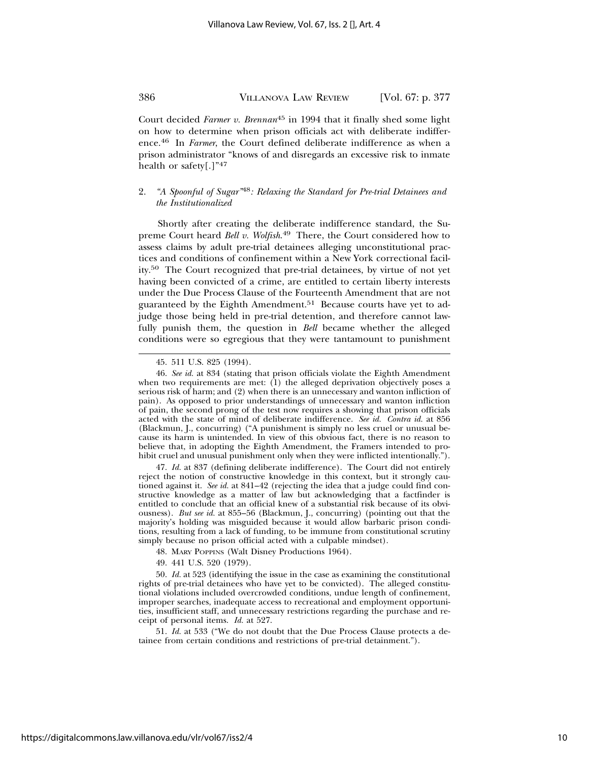Court decided *Farmer v. Brennan*[45] in 1994 that it finally shed some light on how to determine when prison officials act with deliberate indifference.[46] In *Farmer*, the Court defined deliberate indifference as when a prison administrator "knows of and disregards an excessive risk to inmate health or safety[.]"[47]

### 2. *"A Spoonful of Sugar"*[48]*: Relaxing the Standard for Pre-trial Detainees and the Institutionalized*

Shortly after creating the deliberate indifference standard, the Supreme Court heard *Bell v. Wolfish*.[49] There, the Court considered how to assess claims by adult pre-trial detainees alleging unconstitutional practices and conditions of confinement within a New York correctional facility.[50] The Court recognized that pre-trial detainees, by virtue of not yet having been convicted of a crime, are entitled to certain liberty interests under the Due Process Clause of the Fourteenth Amendment that are not guaranteed by the Eighth Amendment.[51] Because courts have yet to adjudge those being held in pre-trial detention, and therefore cannot lawfully punish them, the question in *Bell* became whether the alleged conditions were so egregious that they were tantamount to punishment

---

45. 511 U.S. 825 (1994).

46. *See id.* at 834 (stating that prison officials violate the Eighth Amendment when two requirements are met: (1) the alleged deprivation objectively poses a serious risk of harm; and (2) when there is an unnecessary and wanton infliction of pain). As opposed to prior understandings of unnecessary and wanton infliction of pain, the second prong of the test now requires a showing that prison officials acted with the state of mind of deliberate indifference. *See id. Contra id.* at 856 (Blackmun, J., concurring) ("A punishment is simply no less cruel or unusual because its harm is unintended. In view of this obvious fact, there is no reason to believe that, in adopting the Eighth Amendment, the Framers intended to prohibit cruel and unusual punishment only when they were inflicted intentionally.").

47. *Id.* at 837 (defining deliberate indifference). The Court did not entirely reject the notion of constructive knowledge in this context, but it strongly cautioned against it. *See id.* at 841–42 (rejecting the idea that a judge could find constructive knowledge as a matter of law but acknowledging that a factfinder is entitled to conclude that an official knew of a substantial risk because of its obviousness). *But see id.* at 855–56 (Blackmun, J., concurring) (pointing out that the majority's holding was misguided because it would allow barbaric prison conditions, resulting from a lack of funding, to be immune from constitutional scrutiny simply because no prison official acted with a culpable mindset).

48. MARY POPPINS (Walt Disney Productions 1964).

49. 441 U.S. 520 (1979).

50. *Id.* at 523 (identifying the issue in the case as examining the constitutional rights of pre-trial detainees who have yet to be convicted). The alleged constitutional violations included overcrowded conditions, undue length of confinement, improper searches, inadequate access to recreational and employment opportunities, insufficient staff, and unnecessary restrictions regarding the purchase and receipt of personal items. *Id.* at 527.

51. *Id.* at 533 ("We do not doubt that the Due Process Clause protects a detainee from certain conditions and restrictions of pre-trial detainment.").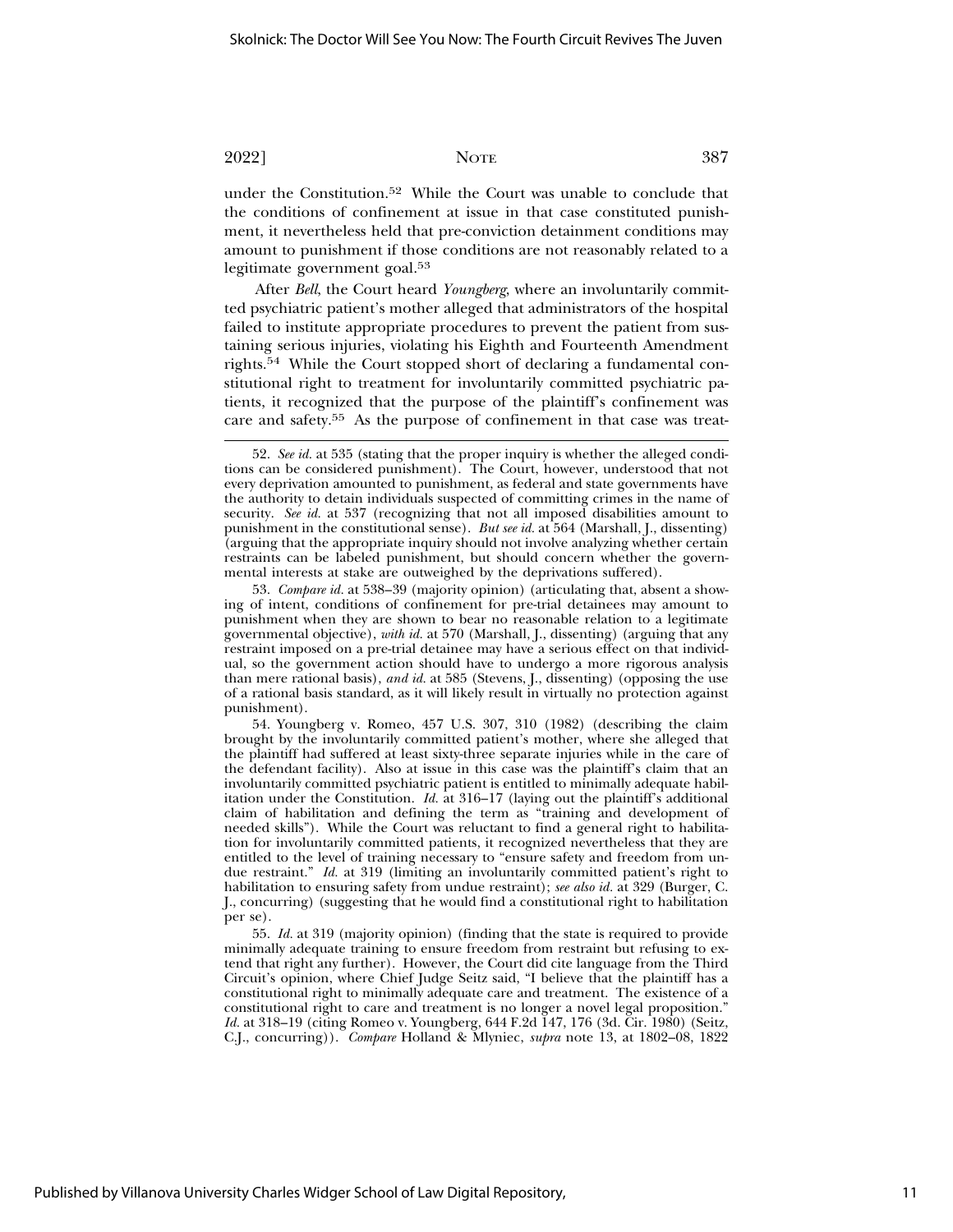under the Constitution.[52] While the Court was unable to conclude that the conditions of confinement at issue in that case constituted punishment, it nevertheless held that pre-conviction detainment conditions may amount to punishment if those conditions are not reasonably related to a legitimate government goal.[53]

After *Bell*, the Court heard *Youngberg*, where an involuntarily committed psychiatric patient's mother alleged that administrators of the hospital failed to institute appropriate procedures to prevent the patient from sustaining serious injuries, violating his Eighth and Fourteenth Amendment rights.[54] While the Court stopped short of declaring a fundamental constitutional right to treatment for involuntarily committed psychiatric patients, it recognized that the purpose of the plaintiff's confinement was care and safety.[55] As the purpose of confinement in that case was treat-

---

52. *See id.* at 535 (stating that the proper inquiry is whether the alleged conditions can be considered punishment). The Court, however, understood that not every deprivation amounted to punishment, as federal and state governments have the authority to detain individuals suspected of committing crimes in the name of security. *See id.* at 537 (recognizing that not all imposed disabilities amount to punishment in the constitutional sense). *But see id.* at 564 (Marshall, J., dissenting) (arguing that the appropriate inquiry should not involve analyzing whether certain restraints can be labeled punishment, but should concern whether the governmental interests at stake are outweighed by the deprivations suffered).

53. *Compare id.* at 538–39 (majority opinion) (articulating that, absent a showing of intent, conditions of confinement for pre-trial detainees may amount to punishment when they are shown to bear no reasonable relation to a legitimate governmental objective), *with id.* at 570 (Marshall, J., dissenting) (arguing that any restraint imposed on a pre-trial detainee may have a serious effect on that individual, so the government action should have to undergo a more rigorous analysis than mere rational basis), *and id.* at 585 (Stevens, J., dissenting) (opposing the use of a rational basis standard, as it will likely result in virtually no protection against punishment).

54. Youngberg v. Romeo, 457 U.S. 307, 310 (1982) (describing the claim brought by the involuntarily committed patient's mother, where she alleged that the plaintiff had suffered at least sixty-three separate injuries while in the care of the defendant facility). Also at issue in this case was the plaintiff's claim that an involuntarily committed psychiatric patient is entitled to minimally adequate habilitation under the Constitution. *Id.* at 316–17 (laying out the plaintiff's additional claim of habilitation and defining the term as "training and development of needed skills"). While the Court was reluctant to find a general right to habilitation for involuntarily committed patients, it recognized nevertheless that they are entitled to the level of training necessary to "ensure safety and freedom from undue restraint." *Id.* at 319 (limiting an involuntarily committed patient's right to habilitation to ensuring safety from undue restraint); *see also id.* at 329 (Burger, C. J., concurring) (suggesting that he would find a constitutional right to habilitation per se).

55. *Id.* at 319 (majority opinion) (finding that the state is required to provide minimally adequate training to ensure freedom from restraint but refusing to extend that right any further). However, the Court did cite language from the Third Circuit's opinion, where Chief Judge Seitz said, "I believe that the plaintiff has a constitutional right to minimally adequate care and treatment. The existence of a constitutional right to care and treatment is no longer a novel legal proposition." *Id.* at 318–19 (citing Romeo v. Youngberg, 644 F.2d 147, 176 (3d. Cir. 1980) (Seitz, C.J., concurring)). *Compare* Holland & Mlyniec, *supra* note 13, at 1802–08, 1822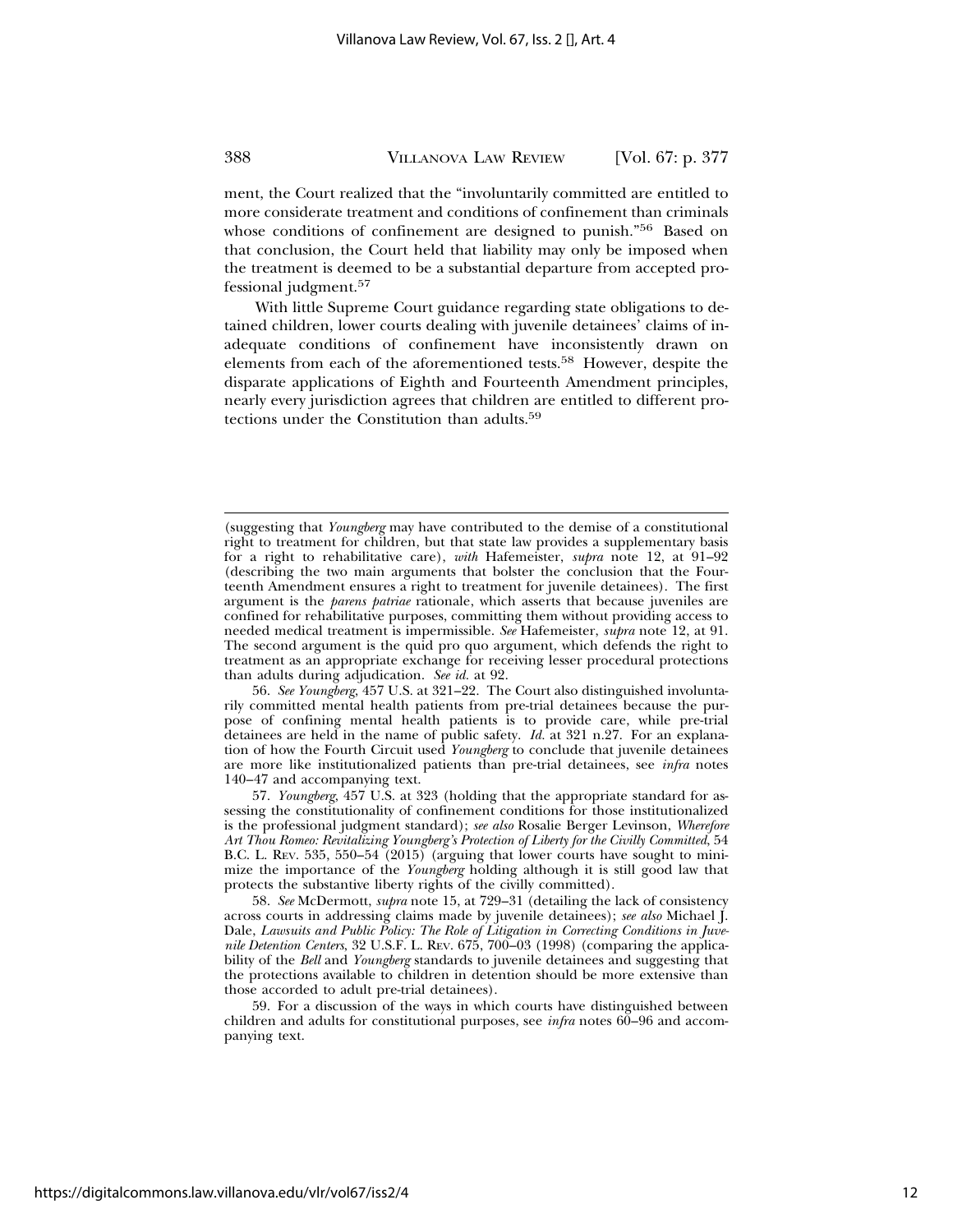ment, the Court realized that the "involuntarily committed are entitled to more considerate treatment and conditions of confinement than criminals whose conditions of confinement are designed to punish."[56] Based on that conclusion, the Court held that liability may only be imposed when the treatment is deemed to be a substantial departure from accepted professional judgment.[57]

With little Supreme Court guidance regarding state obligations to detained children, lower courts dealing with juvenile detainees' claims of inadequate conditions of confinement have inconsistently drawn on elements from each of the aforementioned tests.[58] However, despite the disparate applications of Eighth and Fourteenth Amendment principles, nearly every jurisdiction agrees that children are entitled to different protections under the Constitution than adults.[59]

---

(suggesting that *Youngberg* may have contributed to the demise of a constitutional right to treatment for children, but that state law provides a supplementary basis for a right to rehabilitative care), *with* Hafemeister, *supra* note 12, at 91–92 (describing the two main arguments that bolster the conclusion that the Fourteenth Amendment ensures a right to treatment for juvenile detainees). The first argument is the *parens patriae* rationale, which asserts that because juveniles are confined for rehabilitative purposes, committing them without providing access to needed medical treatment is impermissible. *See* Hafemeister, *supra* note 12, at 91. The second argument is the quid pro quo argument, which defends the right to treatment as an appropriate exchange for receiving lesser procedural protections than adults during adjudication. *See id.* at 92.

56. *See Youngberg*, 457 U.S. at 321–22. The Court also distinguished involuntarily committed mental health patients from pre-trial detainees because the purpose of confining mental health patients is to provide care, while pre-trial detainees are held in the name of public safety. *Id.* at 321 n.27. For an explanation of how the Fourth Circuit used *Youngberg* to conclude that juvenile detainees are more like institutionalized patients than pre-trial detainees, see *infra* notes 140–47 and accompanying text.

57. *Youngberg*, 457 U.S. at 323 (holding that the appropriate standard for assessing the constitutionality of confinement conditions for those institutionalized is the professional judgment standard); *see also* Rosalie Berger Levinson, *Wherefore Art Thou Romeo: Revitalizing Youngberg's Protection of Liberty for the Civilly Committed*, 54 B.C. L. Rev. 535, 550–54 (2015) (arguing that lower courts have sought to minimize the importance of the *Youngberg* holding although it is still good law that protects the substantive liberty rights of the civilly committed).

58. *See* McDermott, *supra* note 15, at 729–31 (detailing the lack of consistency across courts in addressing claims made by juvenile detainees); *see also* Michael J. Dale, *Lawsuits and Public Policy: The Role of Litigation in Correcting Conditions in Juvenile Detention Centers*, 32 U.S.F. L. Rev. 675, 700–03 (1998) (comparing the applicability of the *Bell* and *Youngberg* standards to juvenile detainees and suggesting that the protections available to children in detention should be more extensive than those accorded to adult pre-trial detainees).

59. For a discussion of the ways in which courts have distinguished between children and adults for constitutional purposes, see *infra* notes 60–96 and accompanying text.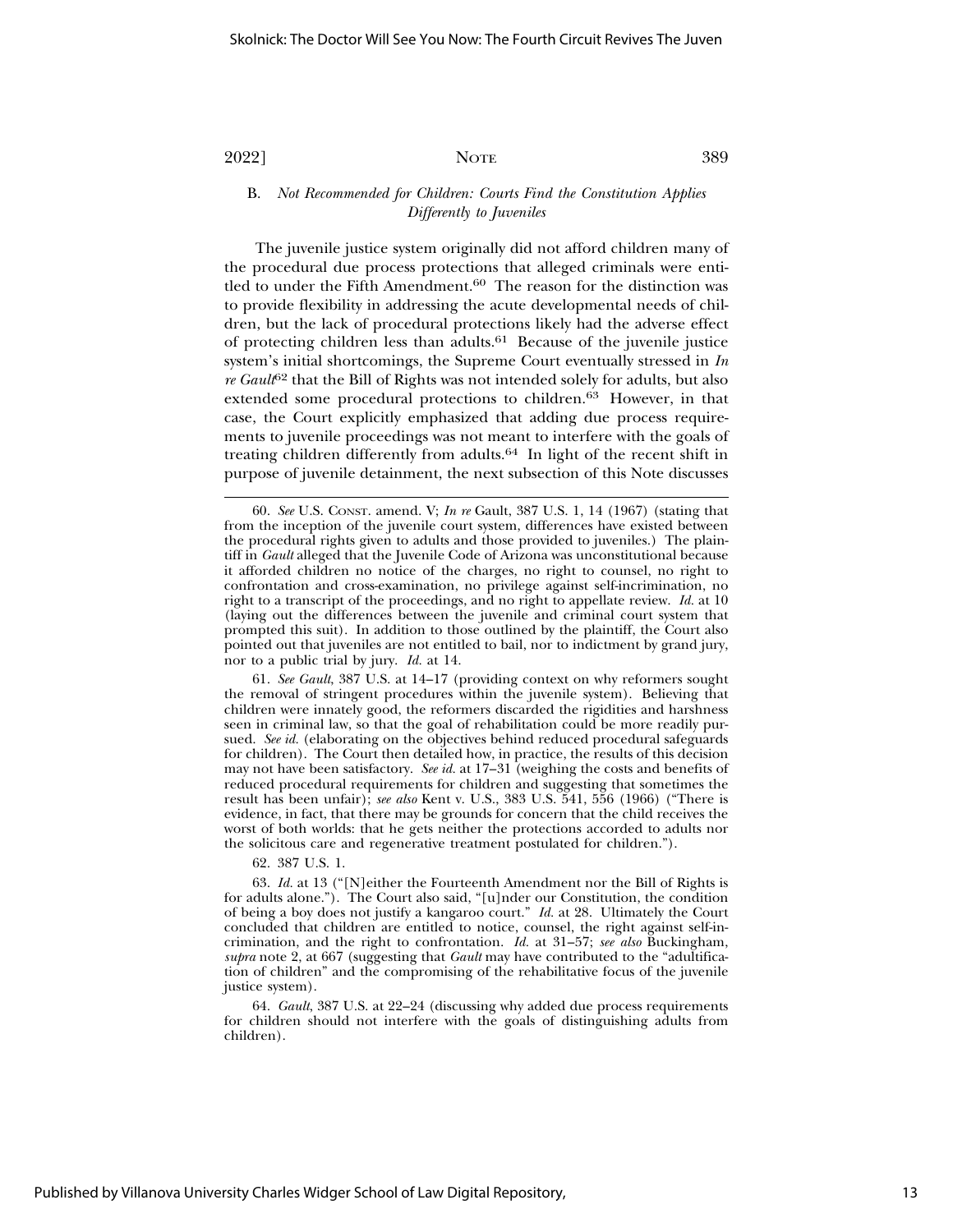### B. *Not Recommended for Children: Courts Find the Constitution Applies Differently to Juveniles*

The juvenile justice system originally did not afford children many of the procedural due process protections that alleged criminals were entitled to under the Fifth Amendment.[60] The reason for the distinction was to provide flexibility in addressing the acute developmental needs of children, but the lack of procedural protections likely had the adverse effect of protecting children less than adults.[61] Because of the juvenile justice system's initial shortcomings, the Supreme Court eventually stressed in *In re Gault*[62] that the Bill of Rights was not intended solely for adults, but also extended some procedural protections to children.[63] However, in that case, the Court explicitly emphasized that adding due process requirements to juvenile proceedings was not meant to interfere with the goals of treating children differently from adults.[64] In light of the recent shift in purpose of juvenile detainment, the next subsection of this Note discusses

---

60. *See* U.S. Const. amend. V; *In re* Gault, 387 U.S. 1, 14 (1967) (stating that from the inception of the juvenile court system, differences have existed between the procedural rights given to adults and those provided to juveniles.) The plaintiff in *Gault* alleged that the Juvenile Code of Arizona was unconstitutional because it afforded children no notice of the charges, no right to counsel, no right to confrontation and cross-examination, no privilege against self-incrimination, no right to a transcript of the proceedings, and no right to appellate review. *Id.* at 10 (laying out the differences between the juvenile and criminal court system that prompted this suit). In addition to those outlined by the plaintiff, the Court also pointed out that juveniles are not entitled to bail, nor to indictment by grand jury, nor to a public trial by jury. *Id.* at 14.

61. *See Gault*, 387 U.S. at 14–17 (providing context on why reformers sought the removal of stringent procedures within the juvenile system). Believing that children were innately good, the reformers discarded the rigidities and harshness seen in criminal law, so that the goal of rehabilitation could be more readily pursued. *See id.* (elaborating on the objectives behind reduced procedural safeguards for children). The Court then detailed how, in practice, the results of this decision may not have been satisfactory. *See id.* at 17–31 (weighing the costs and benefits of reduced procedural requirements for children and suggesting that sometimes the result has been unfair); *see also* Kent v. U.S., 383 U.S. 541, 556 (1966) ("There is evidence, in fact, that there may be grounds for concern that the child receives the worst of both worlds: that he gets neither the protections accorded to adults nor the solicitous care and regenerative treatment postulated for children.").

62. 387 U.S. 1.

63. *Id.* at 13 ("[N]either the Fourteenth Amendment nor the Bill of Rights is for adults alone."). The Court also said, "[u]nder our Constitution, the condition of being a boy does not justify a kangaroo court." *Id.* at 28. Ultimately the Court concluded that children are entitled to notice, counsel, the right against self-incrimination, and the right to confrontation. *Id.* at 31–57; *see also* Buckingham, *supra* note 2, at 667 (suggesting that *Gault* may have contributed to the "adultification of children" and the compromising of the rehabilitative focus of the juvenile justice system).

64. *Gault*, 387 U.S. at 22–24 (discussing why added due process requirements for children should not interfere with the goals of distinguishing adults from children).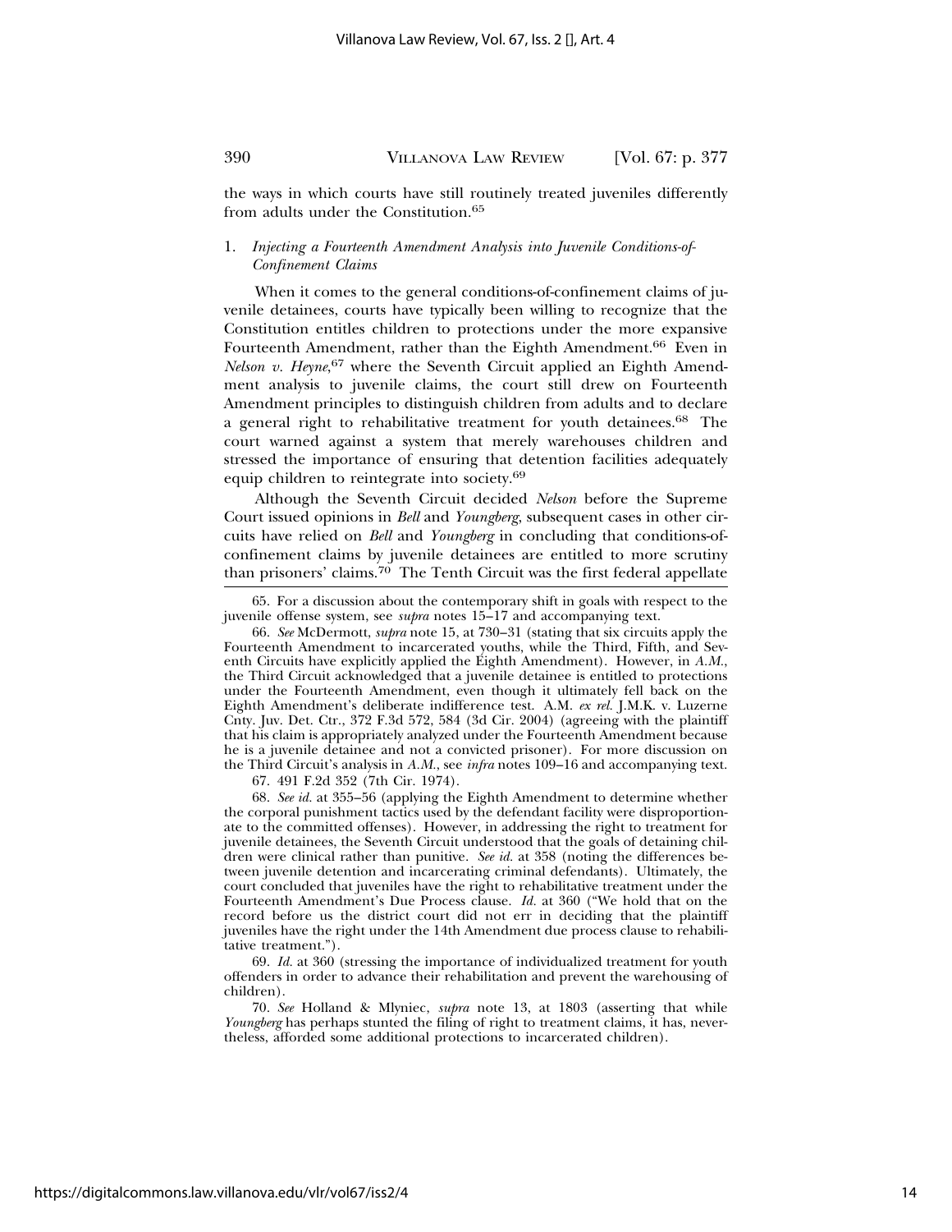the ways in which courts have still routinely treated juveniles differently from adults under the Constitution.[65]

### 1. *Injecting a Fourteenth Amendment Analysis into Juvenile Conditions-of-Confinement Claims*

When it comes to the general conditions-of-confinement claims of juvenile detainees, courts have typically been willing to recognize that the Constitution entitles children to protections under the more expansive Fourteenth Amendment, rather than the Eighth Amendment.[66] Even in *Nelson v. Heyne*,[67] where the Seventh Circuit applied an Eighth Amendment analysis to juvenile claims, the court still drew on Fourteenth Amendment principles to distinguish children from adults and to declare a general right to rehabilitative treatment for youth detainees.[68] The court warned against a system that merely warehouses children and stressed the importance of ensuring that detention facilities adequately equip children to reintegrate into society.[69]

Although the Seventh Circuit decided *Nelson* before the Supreme Court issued opinions in *Bell* and *Youngberg*, subsequent cases in other circuits have relied on *Bell* and *Youngberg* in concluding that conditions-of-confinement claims by juvenile detainees are entitled to more scrutiny than prisoners' claims.[70] The Tenth Circuit was the first federal appellate

---

65. For a discussion about the contemporary shift in goals with respect to the juvenile offense system, see *supra* notes 15–17 and accompanying text.

66. *See* McDermott, *supra* note 15, at 730–31 (stating that six circuits apply the Fourteenth Amendment to incarcerated youths, while the Third, Fifth, and Seventh Circuits have explicitly applied the Eighth Amendment). However, in *A.M.*, the Third Circuit acknowledged that a juvenile detainee is entitled to protections under the Fourteenth Amendment, even though it ultimately fell back on the Eighth Amendment's deliberate indifference test. A.M. *ex rel.* J.M.K. v. Luzerne Cnty. Juv. Det. Ctr., 372 F.3d 572, 584 (3d Cir. 2004) (agreeing with the plaintiff that his claim is appropriately analyzed under the Fourteenth Amendment because he is a juvenile detainee and not a convicted prisoner). For more discussion on the Third Circuit's analysis in *A.M.*, see *infra* notes 109–16 and accompanying text.

67. 491 F.2d 352 (7th Cir. 1974).

68. *See id.* at 355–56 (applying the Eighth Amendment to determine whether the corporal punishment tactics used by the defendant facility were disproportionate to the committed offenses). However, in addressing the right to treatment for juvenile detainees, the Seventh Circuit understood that the goals of detaining children were clinical rather than punitive. *See id.* at 358 (noting the differences between juvenile detention and incarcerating criminal defendants). Ultimately, the court concluded that juveniles have the right to rehabilitative treatment under the Fourteenth Amendment's Due Process clause. *Id.* at 360 ("We hold that on the record before us the district court did not err in deciding that the plaintiff juveniles have the right under the 14th Amendment due process clause to rehabilitative treatment.").

69. *Id.* at 360 (stressing the importance of individualized treatment for youth offenders in order to advance their rehabilitation and prevent the warehousing of children).

70. *See* Holland & Mlyniec, *supra* note 13, at 1803 (asserting that while *Youngberg* has perhaps stunted the filing of right to treatment claims, it has, nevertheless, afforded some additional protections to incarcerated children).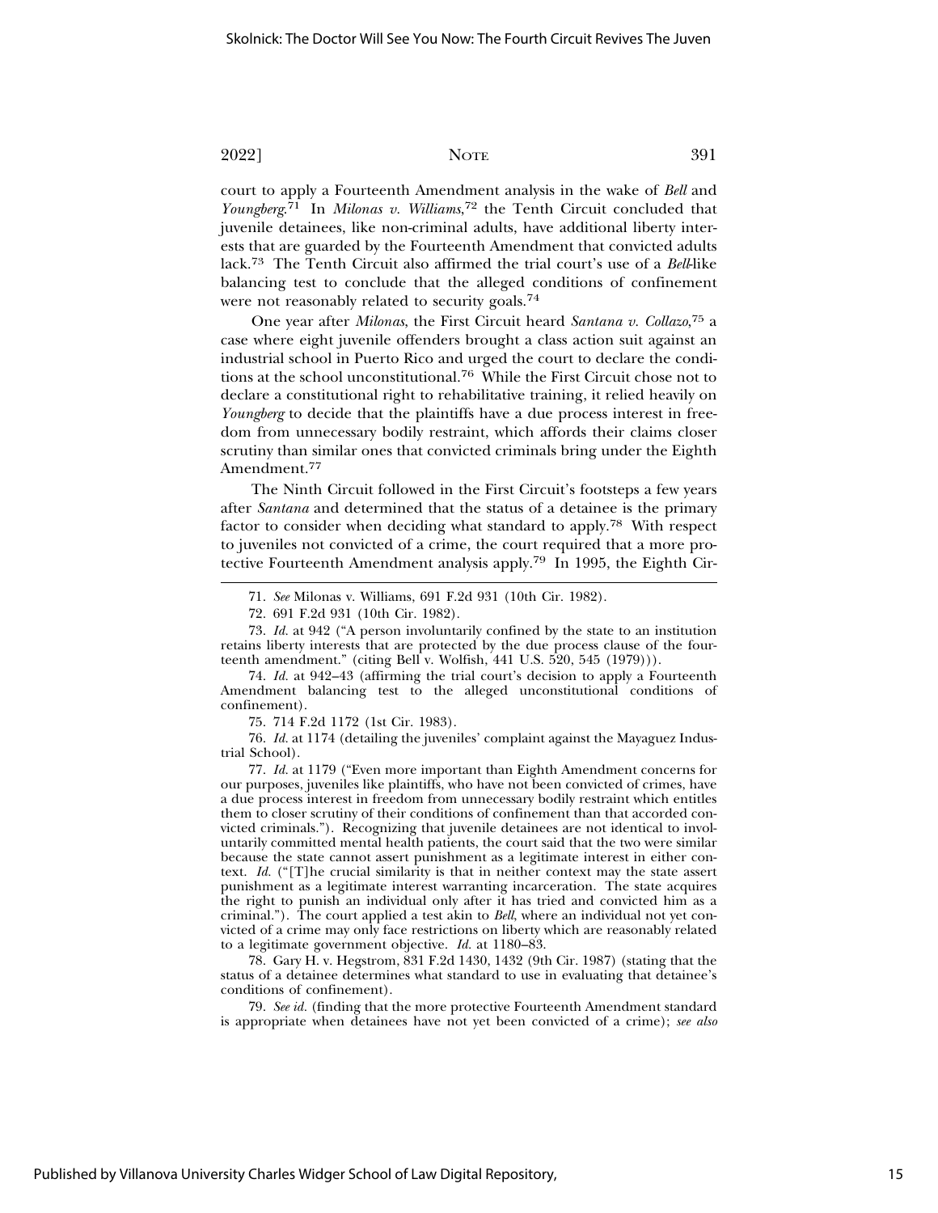court to apply a Fourteenth Amendment analysis in the wake of *Bell* and *Youngberg*.[71] In *Milonas v. Williams*,[72] the Tenth Circuit concluded that juvenile detainees, like non-criminal adults, have additional liberty interests that are guarded by the Fourteenth Amendment that convicted adults lack.[73] The Tenth Circuit also affirmed the trial court's use of a *Bell*-like balancing test to conclude that the alleged conditions of confinement were not reasonably related to security goals.[74]

One year after *Milonas*, the First Circuit heard *Santana v. Collazo*,[75] a case where eight juvenile offenders brought a class action suit against an industrial school in Puerto Rico and urged the court to declare the conditions at the school unconstitutional.[76] While the First Circuit chose not to declare a constitutional right to rehabilitative training, it relied heavily on *Youngberg* to decide that the plaintiffs have a due process interest in freedom from unnecessary bodily restraint, which affords their claims closer scrutiny than similar ones that convicted criminals bring under the Eighth Amendment.[77]

The Ninth Circuit followed in the First Circuit's footsteps a few years after *Santana* and determined that the status of a detainee is the primary factor to consider when deciding what standard to apply.[78] With respect to juveniles not convicted of a crime, the court required that a more protective Fourteenth Amendment analysis apply.[79] In 1995, the Eighth Cir-

---

71. *See* Milonas v. Williams, 691 F.2d 931 (10th Cir. 1982).

72. 691 F.2d 931 (10th Cir. 1982).

73. *Id.* at 942 ("A person involuntarily confined by the state to an institution retains liberty interests that are protected by the due process clause of the fourteenth amendment." (citing Bell v. Wolfish, 441 U.S. 520, 545 (1979))).

74. *Id.* at 942–43 (affirming the trial court's decision to apply a Fourteenth Amendment balancing test to the alleged unconstitutional conditions of confinement).

75. 714 F.2d 1172 (1st Cir. 1983).

76. *Id.* at 1174 (detailing the juveniles' complaint against the Mayaguez Industrial School).

77. *Id.* at 1179 ("Even more important than Eighth Amendment concerns for our purposes, juveniles like plaintiffs, who have not been convicted of crimes, have a due process interest in freedom from unnecessary bodily restraint which entitles them to closer scrutiny of their conditions of confinement than that accorded convicted criminals."). Recognizing that juvenile detainees are not identical to involuntarily committed mental health patients, the court said that the two were similar because the state cannot assert punishment as a legitimate interest in either context. *Id.* ("[T]he crucial similarity is that in neither context may the state assert punishment as a legitimate interest warranting incarceration. The state acquires the right to punish an individual only after it has tried and convicted him as a criminal."). The court applied a test akin to *Bell*, where an individual not yet convicted of a crime may only face restrictions on liberty which are reasonably related to a legitimate government objective. *Id.* at 1180–83.

78. Gary H. v. Hegstrom, 831 F.2d 1430, 1432 (9th Cir. 1987) (stating that the status of a detainee determines what standard to use in evaluating that detainee's conditions of confinement).

79. *See id.* (finding that the more protective Fourteenth Amendment standard is appropriate when detainees have not yet been convicted of a crime); *see also*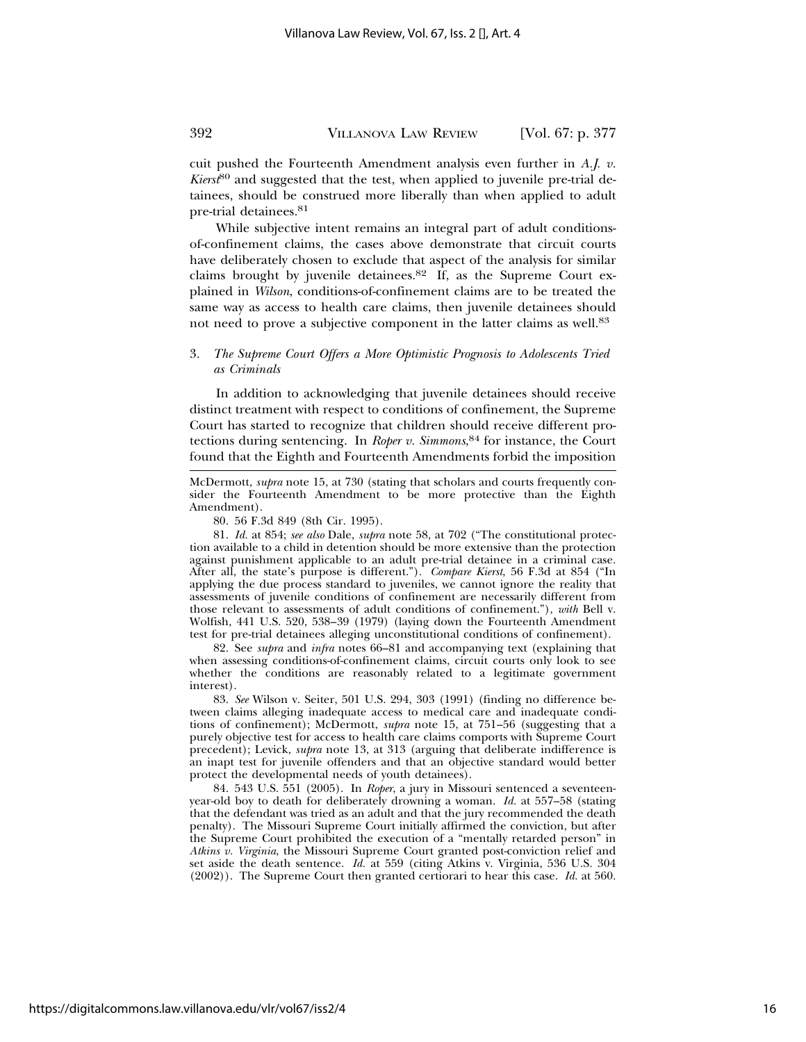cuit pushed the Fourteenth Amendment analysis even further in *A.J. v. Kierst*[80] and suggested that the test, when applied to juvenile pre-trial detainees, should be construed more liberally than when applied to adult pre-trial detainees.[81]

While subjective intent remains an integral part of adult conditions-of-confinement claims, the cases above demonstrate that circuit courts have deliberately chosen to exclude that aspect of the analysis for similar claims brought by juvenile detainees.[82] If, as the Supreme Court explained in *Wilson*, conditions-of-confinement claims are to be treated the same way as access to health care claims, then juvenile detainees should not need to prove a subjective component in the latter claims as well.[83]

### 3. *The Supreme Court Offers a More Optimistic Prognosis to Adolescents Tried as Criminals*

In addition to acknowledging that juvenile detainees should receive distinct treatment with respect to conditions of confinement, the Supreme Court has started to recognize that children should receive different protections during sentencing. In *Roper v. Simmons*,[84] for instance, the Court found that the Eighth and Fourteenth Amendments forbid the imposition

---

McDermott, *supra* note 15, at 730 (stating that scholars and courts frequently consider the Fourteenth Amendment to be more protective than the Eighth Amendment).

80. 56 F.3d 849 (8th Cir. 1995).

81. *Id.* at 854; *see also* Dale, *supra* note 58, at 702 ("The constitutional protection available to a child in detention should be more extensive than the protection against punishment applicable to an adult pre-trial detainee in a criminal case. After all, the state's purpose is different."). *Compare Kierst*, 56 F.3d at 854 ("In applying the due process standard to juveniles, we cannot ignore the reality that assessments of juvenile conditions of confinement are necessarily different from those relevant to assessments of adult conditions of confinement."), *with* Bell v. Wolfish, 441 U.S. 520, 538–39 (1979) (laying down the Fourteenth Amendment test for pre-trial detainees alleging unconstitutional conditions of confinement).

82. See *supra* and *infra* notes 66–81 and accompanying text (explaining that when assessing conditions-of-confinement claims, circuit courts only look to see whether the conditions are reasonably related to a legitimate government interest).

83. *See* Wilson v. Seiter, 501 U.S. 294, 303 (1991) (finding no difference between claims alleging inadequate access to medical care and inadequate conditions of confinement); McDermott, *supra* note 15, at 751–56 (suggesting that a purely objective test for access to health care claims comports with Supreme Court precedent); Levick, *supra* note 13, at 313 (arguing that deliberate indifference is an inapt test for juvenile offenders and that an objective standard would better protect the developmental needs of youth detainees).

84. 543 U.S. 551 (2005). In *Roper*, a jury in Missouri sentenced a seventeen-year-old boy to death for deliberately drowning a woman. *Id.* at 557–58 (stating that the defendant was tried as an adult and that the jury recommended the death penalty). The Missouri Supreme Court initially affirmed the conviction, but after the Supreme Court prohibited the execution of a "mentally retarded person" in *Atkins v. Virginia*, the Missouri Supreme Court granted post-conviction relief and set aside the death sentence. *Id.* at 559 (citing Atkins v. Virginia, 536 U.S. 304 (2002)). The Supreme Court then granted certiorari to hear this case. *Id.* at 560.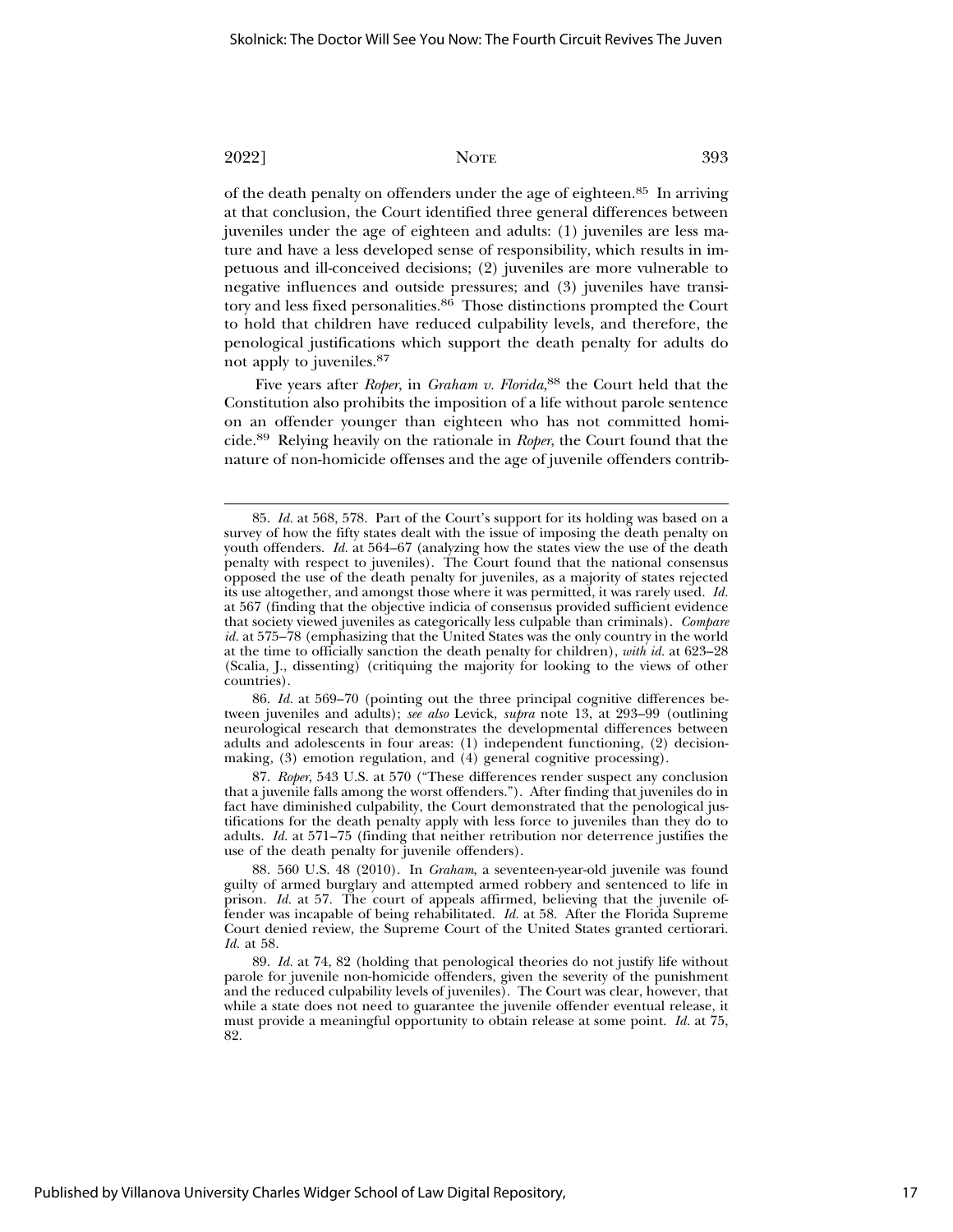of the death penalty on offenders under the age of eighteen.[85] In arriving at that conclusion, the Court identified three general differences between juveniles under the age of eighteen and adults: (1) juveniles are less mature and have a less developed sense of responsibility, which results in impetuous and ill-conceived decisions; (2) juveniles are more vulnerable to negative influences and outside pressures; and (3) juveniles have transitory and less fixed personalities.[86] Those distinctions prompted the Court to hold that children have reduced culpability levels, and therefore, the penological justifications which support the death penalty for adults do not apply to juveniles.[87]

Five years after *Roper*, in *Graham v. Florida*,[88] the Court held that the Constitution also prohibits the imposition of a life without parole sentence on an offender younger than eighteen who has not committed homicide.[89] Relying heavily on the rationale in *Roper*, the Court found that the nature of non-homicide offenses and the age of juvenile offenders contrib-

---

85. *Id.* at 568, 578. Part of the Court's support for its holding was based on a survey of how the fifty states dealt with the issue of imposing the death penalty on youth offenders. *Id.* at 564–67 (analyzing how the states view the use of the death penalty with respect to juveniles). The Court found that the national consensus opposed the use of the death penalty for juveniles, as a majority of states rejected its use altogether, and amongst those where it was permitted, it was rarely used. *Id.* at 567 (finding that the objective indicia of consensus provided sufficient evidence that society viewed juveniles as categorically less culpable than criminals). *Compare id.* at 575–78 (emphasizing that the United States was the only country in the world at the time to officially sanction the death penalty for children), *with id.* at 623–28 (Scalia, J., dissenting) (critiquing the majority for looking to the views of other countries).

86. *Id.* at 569–70 (pointing out the three principal cognitive differences between juveniles and adults); *see also* Levick, *supra* note 13, at 293–99 (outlining neurological research that demonstrates the developmental differences between adults and adolescents in four areas: (1) independent functioning, (2) decision-making, (3) emotion regulation, and (4) general cognitive processing).

87. *Roper*, 543 U.S. at 570 ("These differences render suspect any conclusion that a juvenile falls among the worst offenders."). After finding that juveniles do in fact have diminished culpability, the Court demonstrated that the penological justifications for the death penalty apply with less force to juveniles than they do to adults. *Id.* at 571–75 (finding that neither retribution nor deterrence justifies the use of the death penalty for juvenile offenders).

88. 560 U.S. 48 (2010). In *Graham*, a seventeen-year-old juvenile was found guilty of armed burglary and attempted armed robbery and sentenced to life in prison. *Id.* at 57. The court of appeals affirmed, believing that the juvenile offender was incapable of being rehabilitated. *Id.* at 58. After the Florida Supreme Court denied review, the Supreme Court of the United States granted certiorari. *Id.* at 58.

89. *Id.* at 74, 82 (holding that penological theories do not justify life without parole for juvenile non-homicide offenders, given the severity of the punishment and the reduced culpability levels of juveniles). The Court was clear, however, that while a state does not need to guarantee the juvenile offender eventual release, it must provide a meaningful opportunity to obtain release at some point. *Id.* at 75, 82.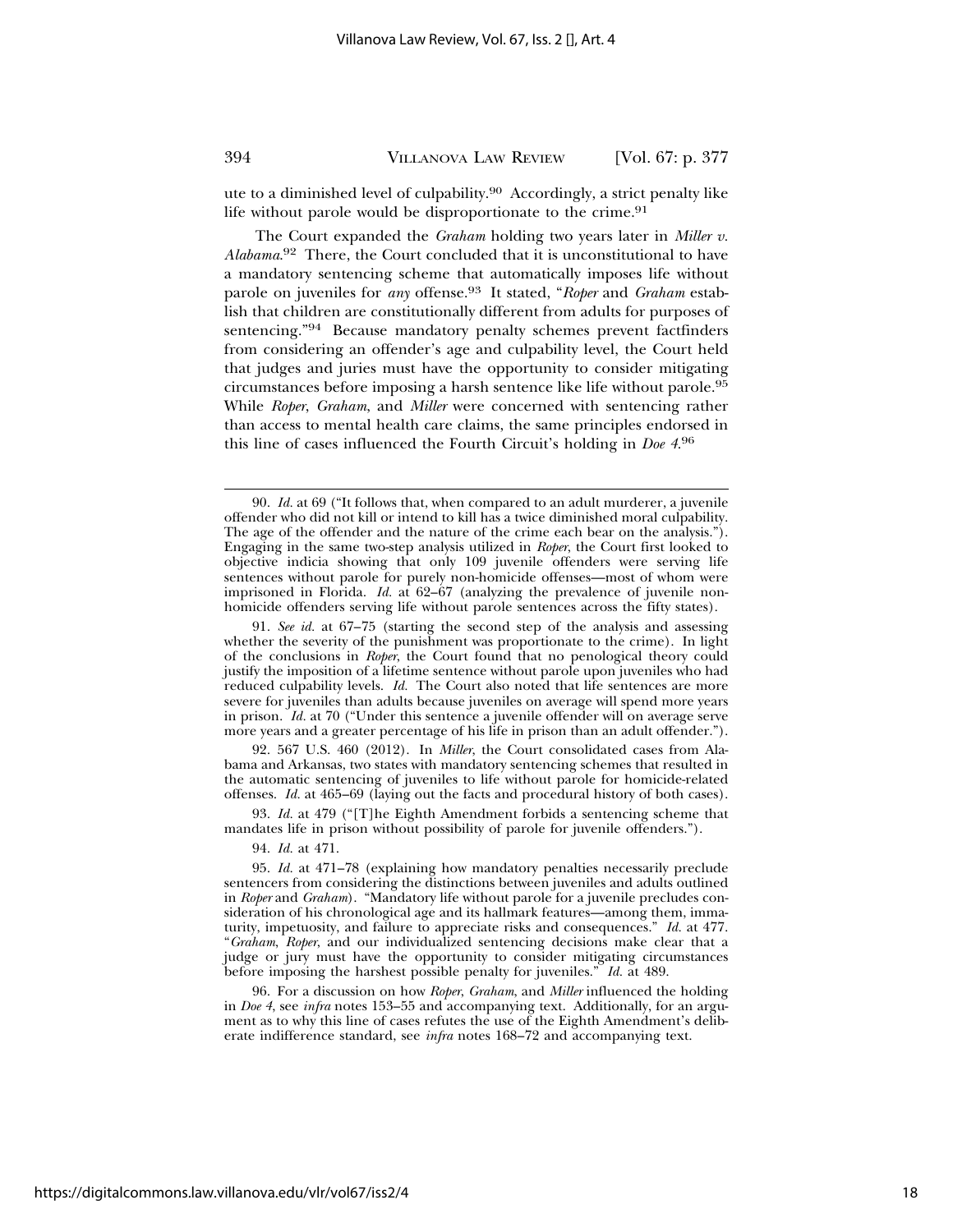ute to a diminished level of culpability.[90] Accordingly, a strict penalty like life without parole would be disproportionate to the crime.[91]

The Court expanded the *Graham* holding two years later in *Miller v. Alabama*.[92] There, the Court concluded that it is unconstitutional to have a mandatory sentencing scheme that automatically imposes life without parole on juveniles for *any* offense.[93] It stated, "*Roper* and *Graham* establish that children are constitutionally different from adults for purposes of sentencing."[94] Because mandatory penalty schemes prevent factfinders from considering an offender's age and culpability level, the Court held that judges and juries must have the opportunity to consider mitigating circumstances before imposing a harsh sentence like life without parole.[95] While *Roper*, *Graham*, and *Miller* were concerned with sentencing rather than access to mental health care claims, the same principles endorsed in this line of cases influenced the Fourth Circuit's holding in *Doe 4*.[96]

---

90. *Id.* at 69 ("It follows that, when compared to an adult murderer, a juvenile offender who did not kill or intend to kill has a twice diminished moral culpability. The age of the offender and the nature of the crime each bear on the analysis."). Engaging in the same two-step analysis utilized in *Roper*, the Court first looked to objective indicia showing that only 109 juvenile offenders were serving life sentences without parole for purely non-homicide offenses—most of whom were imprisoned in Florida. *Id.* at 62–67 (analyzing the prevalence of juvenile non-homicide offenders serving life without parole sentences across the fifty states).

91. *See id.* at 67–75 (starting the second step of the analysis and assessing whether the severity of the punishment was proportionate to the crime). In light of the conclusions in *Roper*, the Court found that no penological theory could justify the imposition of a lifetime sentence without parole upon juveniles who had reduced culpability levels. *Id.* The Court also noted that life sentences are more severe for juveniles than adults because juveniles on average will spend more years in prison. *Id.* at 70 ("Under this sentence a juvenile offender will on average serve more years and a greater percentage of his life in prison than an adult offender.").

92. 567 U.S. 460 (2012). In *Miller*, the Court consolidated cases from Alabama and Arkansas, two states with mandatory sentencing schemes that resulted in the automatic sentencing of juveniles to life without parole for homicide-related offenses. *Id.* at 465–69 (laying out the facts and procedural history of both cases).

93. *Id.* at 479 ("[T]he Eighth Amendment forbids a sentencing scheme that mandates life in prison without possibility of parole for juvenile offenders.").

94. *Id.* at 471.

95. *Id.* at 471–78 (explaining how mandatory penalties necessarily preclude sentencers from considering the distinctions between juveniles and adults outlined in *Roper* and *Graham*). "Mandatory life without parole for a juvenile precludes consideration of his chronological age and its hallmark features—among them, immaturity, impetuosity, and failure to appreciate risks and consequences." *Id.* at 477. "*Graham*, *Roper*, and our individualized sentencing decisions make clear that a judge or jury must have the opportunity to consider mitigating circumstances before imposing the harshest possible penalty for juveniles." *Id.* at 489.

96. For a discussion on how *Roper*, *Graham*, and *Miller* influenced the holding in *Doe 4*, see *infra* notes 153–55 and accompanying text. Additionally, for an argument as to why this line of cases refutes the use of the Eighth Amendment's deliberate indifference standard, see *infra* notes 168–72 and accompanying text.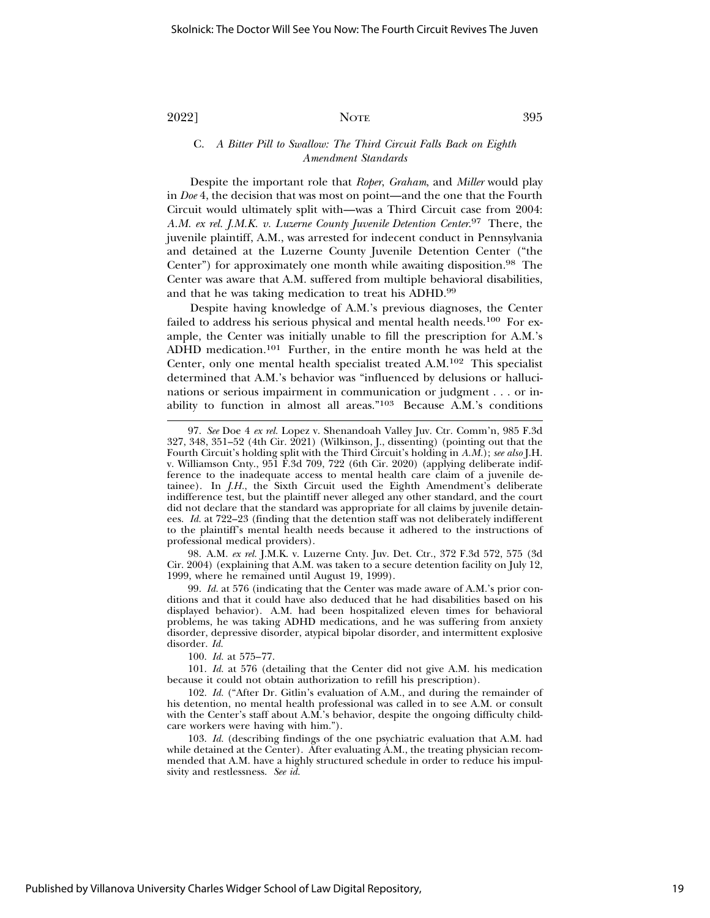### C. *A Bitter Pill to Swallow: The Third Circuit Falls Back on Eighth Amendment Standards*

Despite the important role that *Roper*, *Graham*, and *Miller* would play in *Doe* 4, the decision that was most on point—and the one that the Fourth Circuit would ultimately split with—was a Third Circuit case from 2004: *A.M. ex rel. J.M.K. v. Luzerne County Juvenile Detention Center*.[97] There, the juvenile plaintiff, A.M., was arrested for indecent conduct in Pennsylvania and detained at the Luzerne County Juvenile Detention Center ("the Center") for approximately one month while awaiting disposition.[98] The Center was aware that A.M. suffered from multiple behavioral disabilities, and that he was taking medication to treat his ADHD.[99]

Despite having knowledge of A.M.'s previous diagnoses, the Center failed to address his serious physical and mental health needs.[100] For example, the Center was initially unable to fill the prescription for A.M.'s ADHD medication.[101] Further, in the entire month he was held at the Center, only one mental health specialist treated A.M.[102] This specialist determined that A.M.'s behavior was "influenced by delusions or hallucinations or serious impairment in communication or judgment . . . or inability to function in almost all areas."[103] Because A.M.'s conditions

---

97. *See* Doe 4 *ex rel.* Lopez v. Shenandoah Valley Juv. Ctr. Comm'n, 985 F.3d 327, 348, 351–52 (4th Cir. 2021) (Wilkinson, J., dissenting) (pointing out that the Fourth Circuit's holding split with the Third Circuit's holding in *A.M.*); *see also* J.H. v. Williamson Cnty., 951 F.3d 709, 722 (6th Cir. 2020) (applying deliberate indifference to the inadequate access to mental health care claim of a juvenile detainee). In *J.H.*, the Sixth Circuit used the Eighth Amendment's deliberate indifference test, but the plaintiff never alleged any other standard, and the court did not declare that the standard was appropriate for all claims by juvenile detainees. *Id.* at 722–23 (finding that the detention staff was not deliberately indifferent to the plaintiff's mental health needs because it adhered to the instructions of professional medical providers).

98. A.M. *ex rel.* J.M.K. v. Luzerne Cnty. Juv. Det. Ctr., 372 F.3d 572, 575 (3d Cir. 2004) (explaining that A.M. was taken to a secure detention facility on July 12, 1999, where he remained until August 19, 1999).

99. *Id.* at 576 (indicating that the Center was made aware of A.M.'s prior conditions and that it could have also deduced that he had disabilities based on his displayed behavior). A.M. had been hospitalized eleven times for behavioral problems, he was taking ADHD medications, and he was suffering from anxiety disorder, depressive disorder, atypical bipolar disorder, and intermittent explosive disorder. *Id.*

100. *Id.* at 575–77.

101. *Id.* at 576 (detailing that the Center did not give A.M. his medication because it could not obtain authorization to refill his prescription).

102. *Id.* ("After Dr. Gitlin's evaluation of A.M., and during the remainder of his detention, no mental health professional was called in to see A.M. or consult with the Center's staff about A.M.'s behavior, despite the ongoing difficulty child-care workers were having with him.").

103. *Id.* (describing findings of the one psychiatric evaluation that A.M. had while detained at the Center). After evaluating A.M., the treating physician recommended that A.M. have a highly structured schedule in order to reduce his impulsivity and restlessness. *See id.*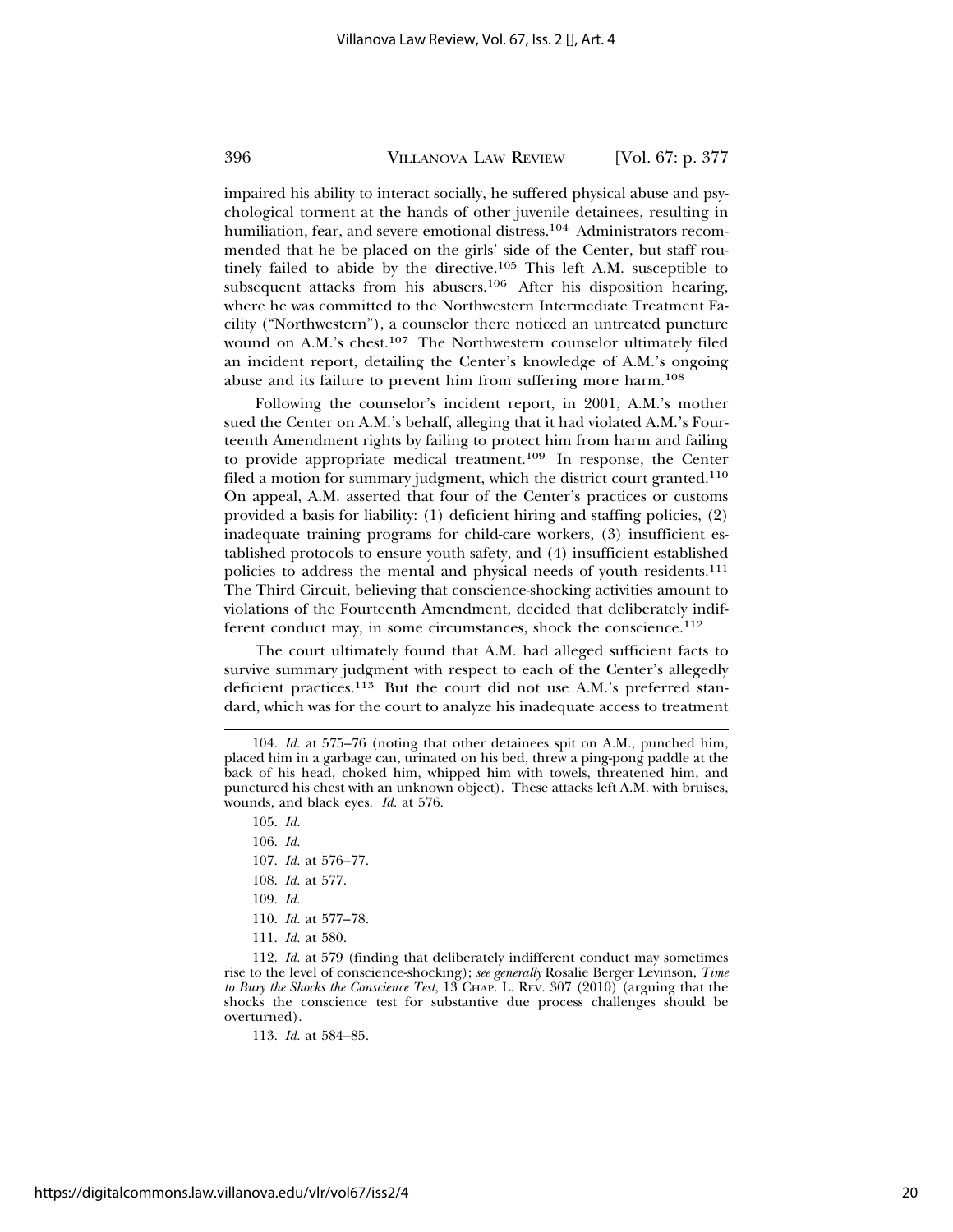impaired his ability to interact socially, he suffered physical abuse and psychological torment at the hands of other juvenile detainees, resulting in humiliation, fear, and severe emotional distress.[104] Administrators recommended that he be placed on the girls' side of the Center, but staff routinely failed to abide by the directive.[105] This left A.M. susceptible to subsequent attacks from his abusers.[106] After his disposition hearing, where he was committed to the Northwestern Intermediate Treatment Facility ("Northwestern"), a counselor there noticed an untreated puncture wound on A.M.'s chest.[107] The Northwestern counselor ultimately filed an incident report, detailing the Center's knowledge of A.M.'s ongoing abuse and its failure to prevent him from suffering more harm.[108]

Following the counselor's incident report, in 2001, A.M.'s mother sued the Center on A.M.'s behalf, alleging that it had violated A.M.'s Fourteenth Amendment rights by failing to protect him from harm and failing to provide appropriate medical treatment.[109] In response, the Center filed a motion for summary judgment, which the district court granted.[110] On appeal, A.M. asserted that four of the Center's practices or customs provided a basis for liability: (1) deficient hiring and staffing policies, (2) inadequate training programs for child-care workers, (3) insufficient established protocols to ensure youth safety, and (4) insufficient established policies to address the mental and physical needs of youth residents.[111] The Third Circuit, believing that conscience-shocking activities amount to violations of the Fourteenth Amendment, decided that deliberately indifferent conduct may, in some circumstances, shock the conscience.[112]

The court ultimately found that A.M. had alleged sufficient facts to survive summary judgment with respect to each of the Center's allegedly deficient practices.[113] But the court did not use A.M.'s preferred standard, which was for the court to analyze his inadequate access to treatment

---

104. *Id.* at 575–76 (noting that other detainees spit on A.M., punched him, placed him in a garbage can, urinated on his bed, threw a ping-pong paddle at the back of his head, choked him, whipped him with towels, threatened him, and punctured his chest with an unknown object). These attacks left A.M. with bruises, wounds, and black eyes. *Id.* at 576.

105. *Id.*

106. *Id.*

107. *Id.* at 576–77.

108. *Id.* at 577.

109. *Id.*

110. *Id.* at 577–78.

111. *Id.* at 580.

112. *Id.* at 579 (finding that deliberately indifferent conduct may sometimes rise to the level of conscience-shocking); *see generally* Rosalie Berger Levinson, *Time to Bury the Shocks the Conscience Test*, 13 CHAP. L. REV. 307 (2010) (arguing that the shocks the conscience test for substantive due process challenges should be overturned).

113. *Id.* at 584–85.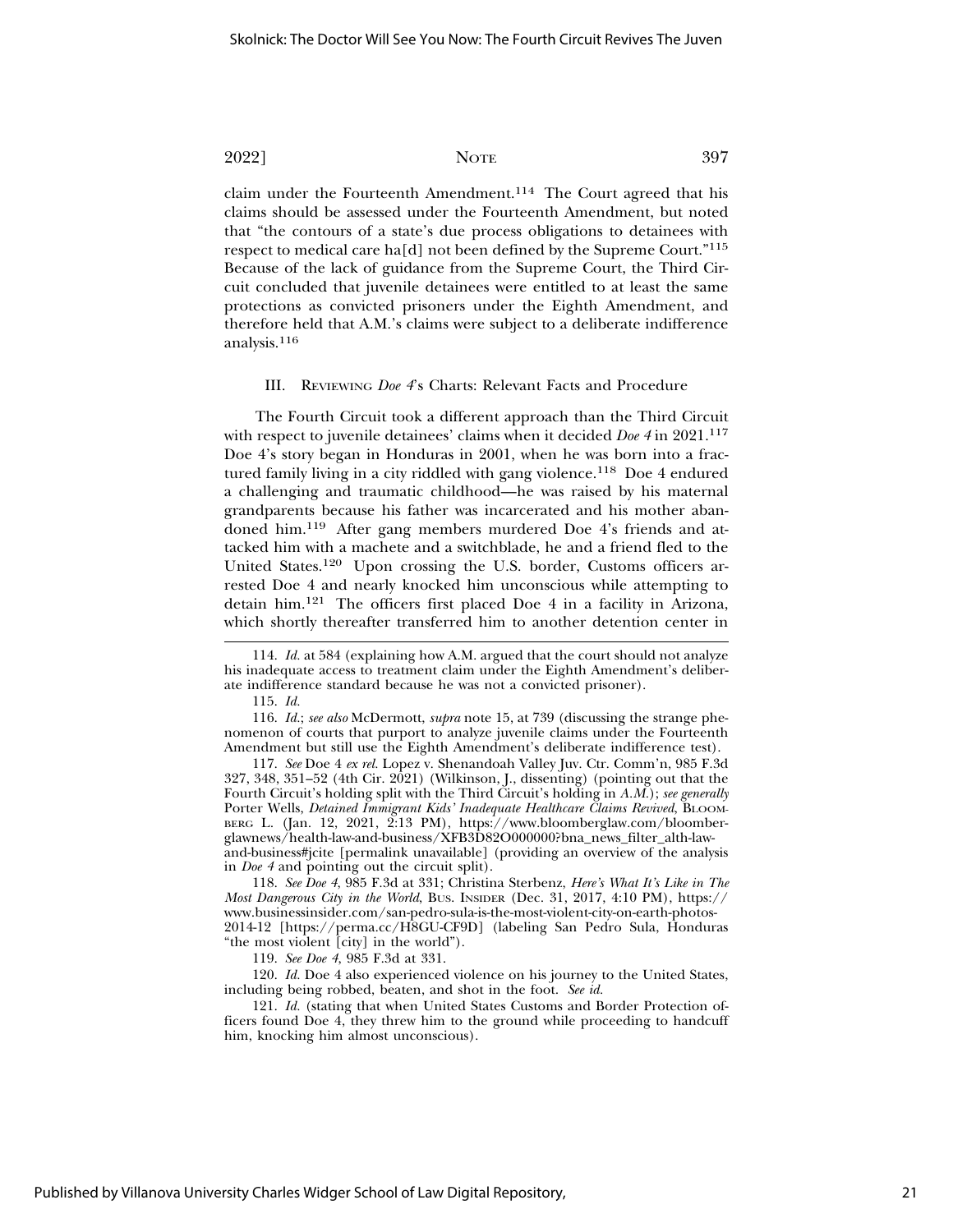claim under the Fourteenth Amendment.[114] The Court agreed that his claims should be assessed under the Fourteenth Amendment, but noted that "the contours of a state's due process obligations to detainees with respect to medical care ha[d] not been defined by the Supreme Court."[115] Because of the lack of guidance from the Supreme Court, the Third Circuit concluded that juvenile detainees were entitled to at least the same protections as convicted prisoners under the Eighth Amendment, and therefore held that A.M.'s claims were subject to a deliberate indifference analysis.[116]

## III. Reviewing *Doe 4*'s Charts: Relevant Facts and Procedure

The Fourth Circuit took a different approach than the Third Circuit with respect to juvenile detainees' claims when it decided *Doe 4* in 2021.[117] Doe 4's story began in Honduras in 2001, when he was born into a fractured family living in a city riddled with gang violence.[118] Doe 4 endured a challenging and traumatic childhood—he was raised by his maternal grandparents because his father was incarcerated and his mother abandoned him.[119] After gang members murdered Doe 4's friends and attacked him with a machete and a switchblade, he and a friend fled to the United States.[120] Upon crossing the U.S. border, Customs officers arrested Doe 4 and nearly knocked him unconscious while attempting to detain him.[121] The officers first placed Doe 4 in a facility in Arizona, which shortly thereafter transferred him to another detention center in

---

114. *Id.* at 584 (explaining how A.M. argued that the court should not analyze his inadequate access to treatment claim under the Eighth Amendment's deliberate indifference standard because he was not a convicted prisoner).

115. *Id.*

116. *Id.*; *see also* McDermott, *supra* note 15, at 739 (discussing the strange phenomenon of courts that purport to analyze juvenile claims under the Fourteenth Amendment but still use the Eighth Amendment's deliberate indifference test).

117. *See* Doe 4 *ex rel.* Lopez v. Shenandoah Valley Juv. Ctr. Comm'n, 985 F.3d 327, 348, 351–52 (4th Cir. 2021) (Wilkinson, J., dissenting) (pointing out that the Fourth Circuit's holding split with the Third Circuit's holding in *A.M.*); *see generally* Porter Wells, *Detained Immigrant Kids' Inadequate Healthcare Claims Revived*, Bloomberg L. (Jan. 12, 2021, 2:13 PM), https://www.bloomberglaw.com/bloomberglawnews/health-law-and-business/XFB3D82O000000?bna_news_filter_alth-law-and-business#jcite [permalink unavailable] (providing an overview of the analysis in *Doe 4* and pointing out the circuit split).

118. *See Doe 4*, 985 F.3d at 331; Christina Sterbenz, *Here's What It's Like in The Most Dangerous City in the World*, Bus. Insider (Dec. 31, 2017, 4:10 PM), https://www.businessinsider.com/san-pedro-sula-is-the-most-violent-city-on-earth-photos-2014-12 [https://perma.cc/H8GU-CF9D] (labeling San Pedro Sula, Honduras "the most violent [city] in the world").

119. *See Doe 4*, 985 F.3d at 331.

120. *Id.* Doe 4 also experienced violence on his journey to the United States, including being robbed, beaten, and shot in the foot. *See id.*

121. *Id.* (stating that when United States Customs and Border Protection officers found Doe 4, they threw him to the ground while proceeding to handcuff him, knocking him almost unconscious).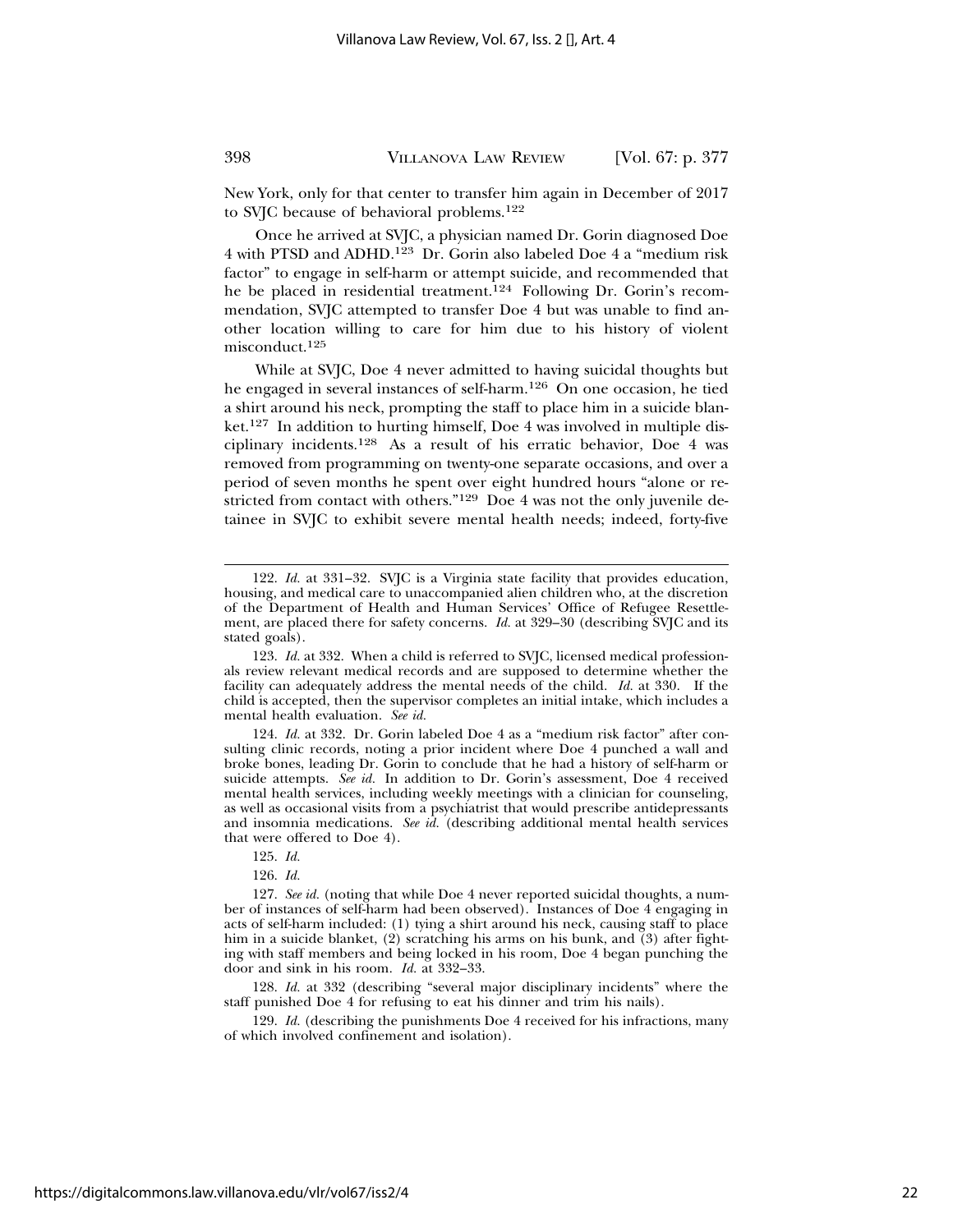New York, only for that center to transfer him again in December of 2017 to SVJC because of behavioral problems.[122]

Once he arrived at SVJC, a physician named Dr. Gorin diagnosed Doe 4 with PTSD and ADHD.[123] Dr. Gorin also labeled Doe 4 a "medium risk factor" to engage in self-harm or attempt suicide, and recommended that he be placed in residential treatment.[124] Following Dr. Gorin's recommendation, SVJC attempted to transfer Doe 4 but was unable to find another location willing to care for him due to his history of violent misconduct.[125]

While at SVJC, Doe 4 never admitted to having suicidal thoughts but he engaged in several instances of self-harm.[126] On one occasion, he tied a shirt around his neck, prompting the staff to place him in a suicide blanket.[127] In addition to hurting himself, Doe 4 was involved in multiple disciplinary incidents.[128] As a result of his erratic behavior, Doe 4 was removed from programming on twenty-one separate occasions, and over a period of seven months he spent over eight hundred hours "alone or restricted from contact with others."[129] Doe 4 was not the only juvenile detainee in SVJC to exhibit severe mental health needs; indeed, forty-five

---

122. *Id.* at 331–32. SVJC is a Virginia state facility that provides education, housing, and medical care to unaccompanied alien children who, at the discretion of the Department of Health and Human Services' Office of Refugee Resettlement, are placed there for safety concerns. *Id.* at 329–30 (describing SVJC and its stated goals).

123. *Id.* at 332. When a child is referred to SVJC, licensed medical professionals review relevant medical records and are supposed to determine whether the facility can adequately address the mental needs of the child. *Id.* at 330. If the child is accepted, then the supervisor completes an initial intake, which includes a mental health evaluation. *See id.*

124. *Id.* at 332. Dr. Gorin labeled Doe 4 as a "medium risk factor" after consulting clinic records, noting a prior incident where Doe 4 punched a wall and broke bones, leading Dr. Gorin to conclude that he had a history of self-harm or suicide attempts. *See id.* In addition to Dr. Gorin's assessment, Doe 4 received mental health services, including weekly meetings with a clinician for counseling, as well as occasional visits from a psychiatrist that would prescribe antidepressants and insomnia medications. *See id.* (describing additional mental health services that were offered to Doe 4).

125. *Id.*

126. *Id.*

127. *See id.* (noting that while Doe 4 never reported suicidal thoughts, a number of instances of self-harm had been observed). Instances of Doe 4 engaging in acts of self-harm included: (1) tying a shirt around his neck, causing staff to place him in a suicide blanket, (2) scratching his arms on his bunk, and (3) after fighting with staff members and being locked in his room, Doe 4 began punching the door and sink in his room. *Id.* at 332–33.

128. *Id.* at 332 (describing "several major disciplinary incidents" where the staff punished Doe 4 for refusing to eat his dinner and trim his nails).

129. *Id.* (describing the punishments Doe 4 received for his infractions, many of which involved confinement and isolation).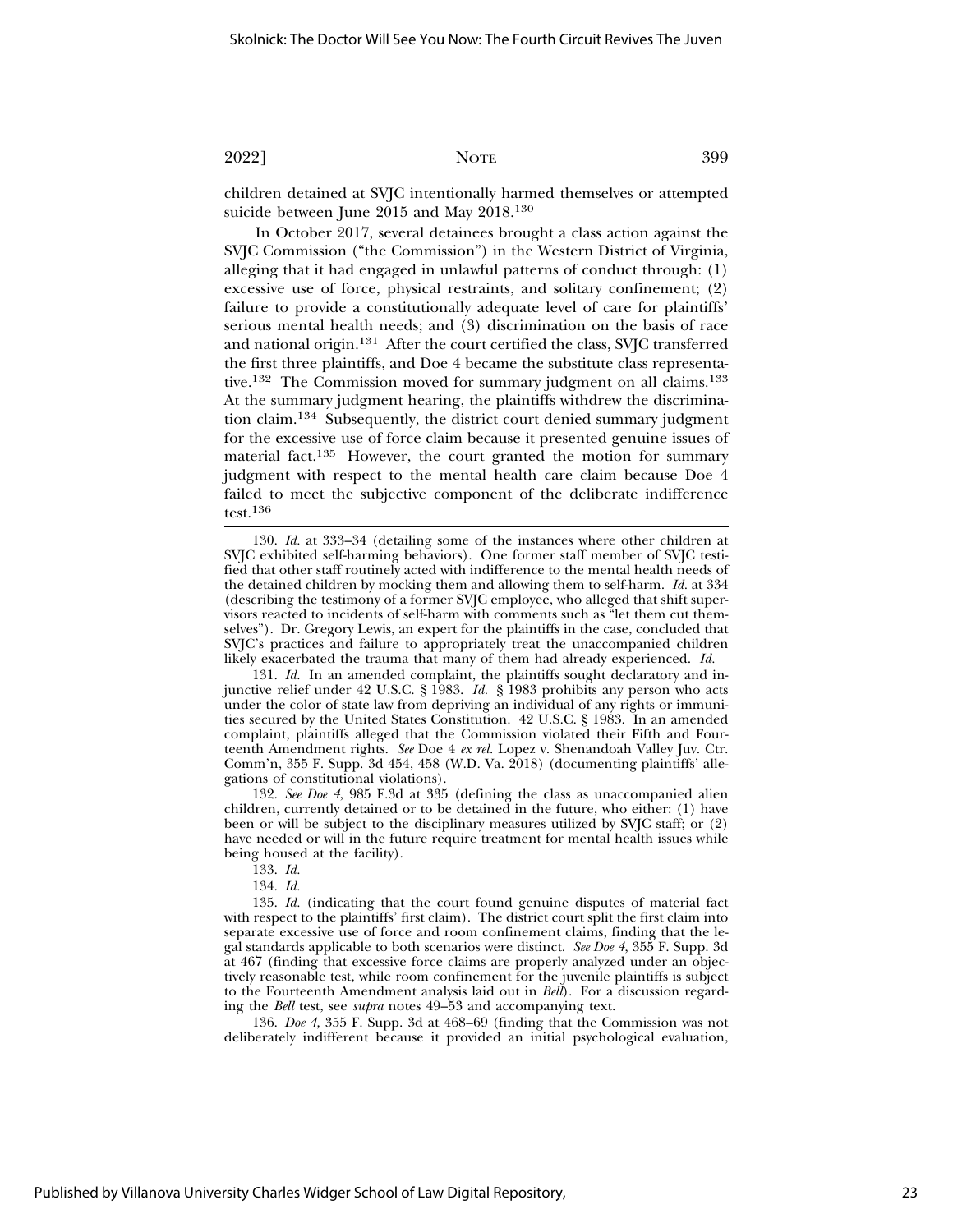children detained at SVJC intentionally harmed themselves or attempted suicide between June 2015 and May 2018.[130]

In October 2017, several detainees brought a class action against the SVJC Commission ("the Commission") in the Western District of Virginia, alleging that it had engaged in unlawful patterns of conduct through: (1) excessive use of force, physical restraints, and solitary confinement; (2) failure to provide a constitutionally adequate level of care for plaintiffs' serious mental health needs; and (3) discrimination on the basis of race and national origin.[131] After the court certified the class, SVJC transferred the first three plaintiffs, and Doe 4 became the substitute class representative.[132] The Commission moved for summary judgment on all claims.[133] At the summary judgment hearing, the plaintiffs withdrew the discrimination claim.[134] Subsequently, the district court denied summary judgment for the excessive use of force claim because it presented genuine issues of material fact.[135] However, the court granted the motion for summary judgment with respect to the mental health care claim because Doe 4 failed to meet the subjective component of the deliberate indifference test.[136]

---

130. *Id.* at 333–34 (detailing some of the instances where other children at SVJC exhibited self-harming behaviors). One former staff member of SVJC testified that other staff routinely acted with indifference to the mental health needs of the detained children by mocking them and allowing them to self-harm. *Id.* at 334 (describing the testimony of a former SVJC employee, who alleged that shift supervisors reacted to incidents of self-harm with comments such as "let them cut themselves"). Dr. Gregory Lewis, an expert for the plaintiffs in the case, concluded that SVJC's practices and failure to appropriately treat the unaccompanied children likely exacerbated the trauma that many of them had already experienced. *Id.*

131. *Id.* In an amended complaint, the plaintiffs sought declaratory and injunctive relief under 42 U.S.C. § 1983. *Id.* § 1983 prohibits any person who acts under the color of state law from depriving an individual of any rights or immunities secured by the United States Constitution. 42 U.S.C. § 1983. In an amended complaint, plaintiffs alleged that the Commission violated their Fifth and Fourteenth Amendment rights. *See* Doe 4 *ex rel.* Lopez v. Shenandoah Valley Juv. Ctr. Comm'n, 355 F. Supp. 3d 454, 458 (W.D. Va. 2018) (documenting plaintiffs' allegations of constitutional violations).

132. *See Doe 4*, 985 F.3d at 335 (defining the class as unaccompanied alien children, currently detained or to be detained in the future, who either: (1) have been or will be subject to the disciplinary measures utilized by SVJC staff; or (2) have needed or will in the future require treatment for mental health issues while being housed at the facility).

133. *Id.*

134. *Id.*

135. *Id.* (indicating that the court found genuine disputes of material fact with respect to the plaintiffs' first claim). The district court split the first claim into separate excessive use of force and room confinement claims, finding that the legal standards applicable to both scenarios were distinct. *See Doe 4*, 355 F. Supp. 3d at 467 (finding that excessive force claims are properly analyzed under an objectively reasonable test, while room confinement for the juvenile plaintiffs is subject to the Fourteenth Amendment analysis laid out in *Bell*). For a discussion regarding the *Bell* test, see *supra* notes 49–53 and accompanying text.

136. *Doe 4*, 355 F. Supp. 3d at 468–69 (finding that the Commission was not deliberately indifferent because it provided an initial psychological evaluation,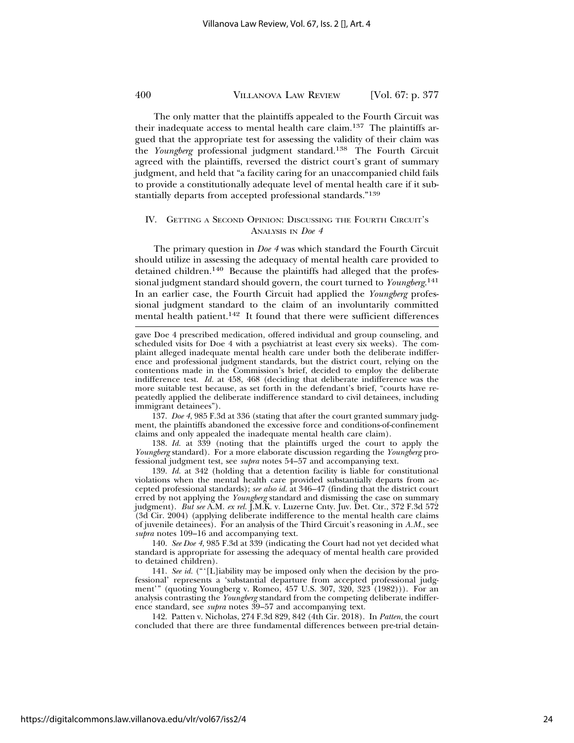The only matter that the plaintiffs appealed to the Fourth Circuit was their inadequate access to mental health care claim.[137] The plaintiffs argued that the appropriate test for assessing the validity of their claim was the *Youngberg* professional judgment standard.[138] The Fourth Circuit agreed with the plaintiffs, reversed the district court's grant of summary judgment, and held that "a facility caring for an unaccompanied child fails to provide a constitutionally adequate level of mental health care if it substantially departs from accepted professional standards."[139]

## IV. Getting a Second Opinion: Discussing the Fourth Circuit's Analysis in *Doe 4*

The primary question in *Doe 4* was which standard the Fourth Circuit should utilize in assessing the adequacy of mental health care provided to detained children.[140] Because the plaintiffs had alleged that the professional judgment standard should govern, the court turned to *Youngberg*.[141] In an earlier case, the Fourth Circuit had applied the *Youngberg* professional judgment standard to the claim of an involuntarily committed mental health patient.[142] It found that there were sufficient differences

---

gave Doe 4 prescribed medication, offered individual and group counseling, and scheduled visits for Doe 4 with a psychiatrist at least every six weeks). The complaint alleged inadequate mental health care under both the deliberate indifference and professional judgment standards, but the district court, relying on the contentions made in the Commission's brief, decided to employ the deliberate indifference test. *Id.* at 458, 468 (deciding that deliberate indifference was the more suitable test because, as set forth in the defendant's brief, "courts have repeatedly applied the deliberate indifference standard to civil detainees, including immigrant detainees").

137. *Doe 4*, 985 F.3d at 336 (stating that after the court granted summary judgment, the plaintiffs abandoned the excessive force and conditions-of-confinement claims and only appealed the inadequate mental health care claim).

138. *Id.* at 339 (noting that the plaintiffs urged the court to apply the *Youngberg* standard). For a more elaborate discussion regarding the *Youngberg* professional judgment test, see *supra* notes 54–57 and accompanying text.

139. *Id.* at 342 (holding that a detention facility is liable for constitutional violations when the mental health care provided substantially departs from accepted professional standards); *see also id.* at 346–47 (finding that the district court erred by not applying the *Youngberg* standard and dismissing the case on summary judgment). *But see* A.M. *ex rel.* J.M.K. v. Luzerne Cnty. Juv. Det. Ctr., 372 F.3d 572 (3d Cir. 2004) (applying deliberate indifference to the mental health care claims of juvenile detainees). For an analysis of the Third Circuit's reasoning in *A.M.*, see *supra* notes 109–16 and accompanying text.

140. *See Doe 4*, 985 F.3d at 339 (indicating the Court had not yet decided what standard is appropriate for assessing the adequacy of mental health care provided to detained children).

141. *See id.* ("'[L]iability may be imposed only when the decision by the professional' represents a 'substantial departure from accepted professional judgment'" (quoting Youngberg v. Romeo, 457 U.S. 307, 320, 323 (1982))). For an analysis contrasting the *Youngberg* standard from the competing deliberate indifference standard, see *supra* notes 39–57 and accompanying text.

142. Patten v. Nicholas, 274 F.3d 829, 842 (4th Cir. 2018). In *Patten*, the court concluded that there are three fundamental differences between pre-trial detain-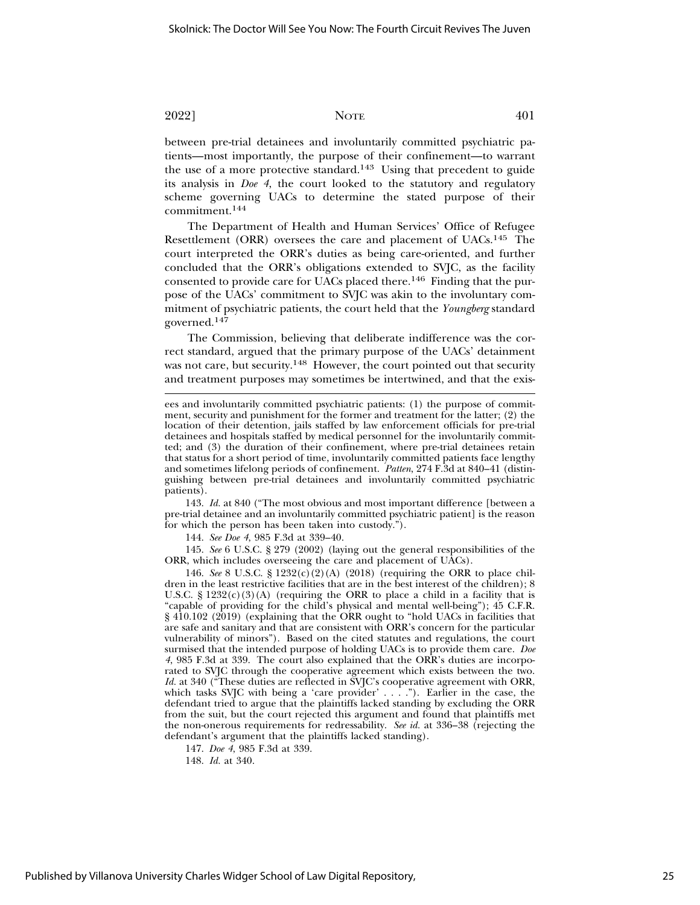between pre-trial detainees and involuntarily committed psychiatric patients—most importantly, the purpose of their confinement—to warrant the use of a more protective standard.[143] Using that precedent to guide its analysis in *Doe 4*, the court looked to the statutory and regulatory scheme governing UACs to determine the stated purpose of their commitment.[144]

The Department of Health and Human Services' Office of Refugee Resettlement (ORR) oversees the care and placement of UACs.[145] The court interpreted the ORR's duties as being care-oriented, and further concluded that the ORR's obligations extended to SVJC, as the facility consented to provide care for UACs placed there.[146] Finding that the purpose of the UACs' commitment to SVJC was akin to the involuntary commitment of psychiatric patients, the court held that the *Youngberg* standard governed.[147]

The Commission, believing that deliberate indifference was the correct standard, argued that the primary purpose of the UACs' detainment was not care, but security.[148] However, the court pointed out that security and treatment purposes may sometimes be intertwined, and that the exis-

---

ees and involuntarily committed psychiatric patients: (1) the purpose of commitment, security and punishment for the former and treatment for the latter; (2) the location of their detention, jails staffed by law enforcement officials for pre-trial detainees and hospitals staffed by medical personnel for the involuntarily committed; and (3) the duration of their confinement, where pre-trial detainees retain that status for a short period of time, involuntarily committed patients face lengthy and sometimes lifelong periods of confinement. *Patten*, 274 F.3d at 840–41 (distinguishing between pre-trial detainees and involuntarily committed psychiatric patients).

143. *Id.* at 840 ("The most obvious and most important difference [between a pre-trial detainee and an involuntarily committed psychiatric patient] is the reason for which the person has been taken into custody.").

144. *See Doe 4,* 985 F.3d at 339–40.

145. *See* 6 U.S.C. § 279 (2002) (laying out the general responsibilities of the ORR, which includes overseeing the care and placement of UACs).

146. *See* 8 U.S.C. § 1232(c)(2)(A) (2018) (requiring the ORR to place children in the least restrictive facilities that are in the best interest of the children); 8 U.S.C. § 1232(c)(3)(A) (requiring the ORR to place a child in a facility that is "capable of providing for the child's physical and mental well-being"); 45 C.F.R. § 410.102 (2019) (explaining that the ORR ought to "hold UACs in facilities that are safe and sanitary and that are consistent with ORR's concern for the particular vulnerability of minors"). Based on the cited statutes and regulations, the court surmised that the intended purpose of holding UACs is to provide them care. *Doe 4*, 985 F.3d at 339. The court also explained that the ORR's duties are incorporated to SVJC through the cooperative agreement which exists between the two. *Id.* at 340 ("These duties are reflected in SVJC's cooperative agreement with ORR, which tasks SVJC with being a 'care provider' . . . ."). Earlier in the case, the defendant tried to argue that the plaintiffs lacked standing by excluding the ORR from the suit, but the court rejected this argument and found that plaintiffs met the non-onerous requirements for redressability. *See id.* at 336–38 (rejecting the defendant's argument that the plaintiffs lacked standing).

147. *Doe 4*, 985 F.3d at 339.

148. *Id.* at 340.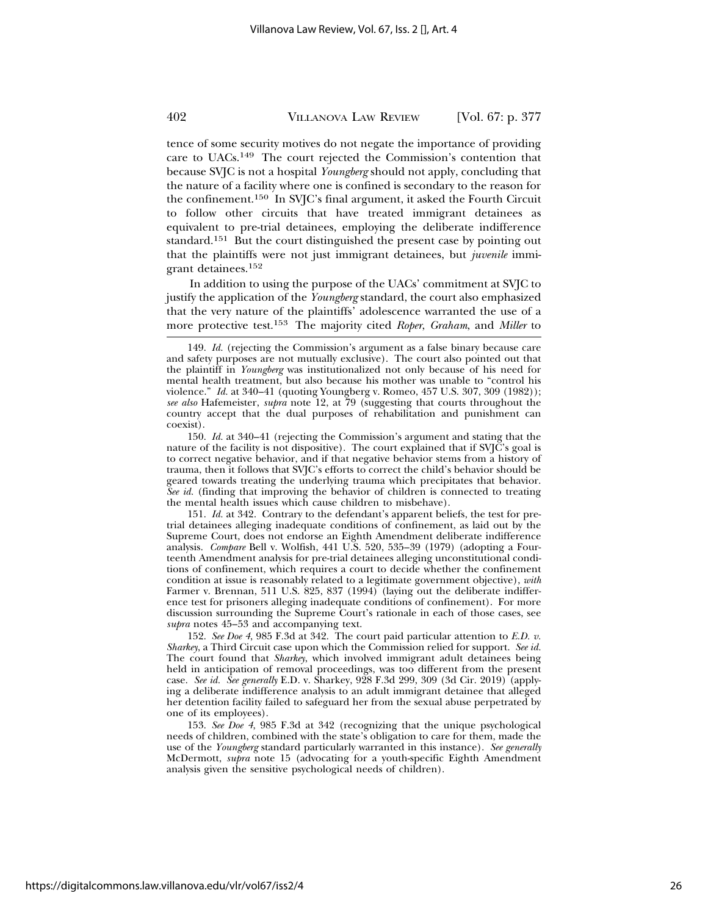tence of some security motives do not negate the importance of providing care to UACs.[149] The court rejected the Commission's contention that because SVJC is not a hospital *Youngberg* should not apply, concluding that the nature of a facility where one is confined is secondary to the reason for the confinement.[150] In SVJC's final argument, it asked the Fourth Circuit to follow other circuits that have treated immigrant detainees as equivalent to pre-trial detainees, employing the deliberate indifference standard.[151] But the court distinguished the present case by pointing out that the plaintiffs were not just immigrant detainees, but *juvenile* immigrant detainees.[152]

In addition to using the purpose of the UACs' commitment at SVJC to justify the application of the *Youngberg* standard, the court also emphasized that the very nature of the plaintiffs' adolescence warranted the use of a more protective test.[153] The majority cited *Roper*, *Graham*, and *Miller* to

---

149. *Id.* (rejecting the Commission's argument as a false binary because care and safety purposes are not mutually exclusive). The court also pointed out that the plaintiff in *Youngberg* was institutionalized not only because of his need for mental health treatment, but also because his mother was unable to "control his violence." *Id.* at 340–41 (quoting Youngberg v. Romeo, 457 U.S. 307, 309 (1982)); *see also* Hafemeister, *supra* note 12, at 79 (suggesting that courts throughout the country accept that the dual purposes of rehabilitation and punishment can coexist).

150. *Id.* at 340–41 (rejecting the Commission's argument and stating that the nature of the facility is not dispositive). The court explained that if SVJC's goal is to correct negative behavior, and if that negative behavior stems from a history of trauma, then it follows that SVJC's efforts to correct the child's behavior should be geared towards treating the underlying trauma which precipitates that behavior. *See id.* (finding that improving the behavior of children is connected to treating the mental health issues which cause children to misbehave).

151. *Id.* at 342. Contrary to the defendant's apparent beliefs, the test for pre-trial detainees alleging inadequate conditions of confinement, as laid out by the Supreme Court, does not endorse an Eighth Amendment deliberate indifference analysis. *Compare* Bell v. Wolfish, 441 U.S. 520, 535–39 (1979) (adopting a Fourteenth Amendment analysis for pre-trial detainees alleging unconstitutional conditions of confinement, which requires a court to decide whether the confinement condition at issue is reasonably related to a legitimate government objective), *with* Farmer v. Brennan, 511 U.S. 825, 837 (1994) (laying out the deliberate indifference test for prisoners alleging inadequate conditions of confinement). For more discussion surrounding the Supreme Court's rationale in each of those cases, see *supra* notes 45–53 and accompanying text.

152. *See Doe 4*, 985 F.3d at 342. The court paid particular attention to *E.D. v. Sharkey*, a Third Circuit case upon which the Commission relied for support. *See id.* The court found that *Sharkey*, which involved immigrant adult detainees being held in anticipation of removal proceedings, was too different from the present case. *See id. See generally* E.D. v. Sharkey, 928 F.3d 299, 309 (3d Cir. 2019) (applying a deliberate indifference analysis to an adult immigrant detainee that alleged her detention facility failed to safeguard her from the sexual abuse perpetrated by one of its employees).

153. *See Doe 4*, 985 F.3d at 342 (recognizing that the unique psychological needs of children, combined with the state's obligation to care for them, made the use of the *Youngberg* standard particularly warranted in this instance). *See generally* McDermott, *supra* note 15 (advocating for a youth-specific Eighth Amendment analysis given the sensitive psychological needs of children).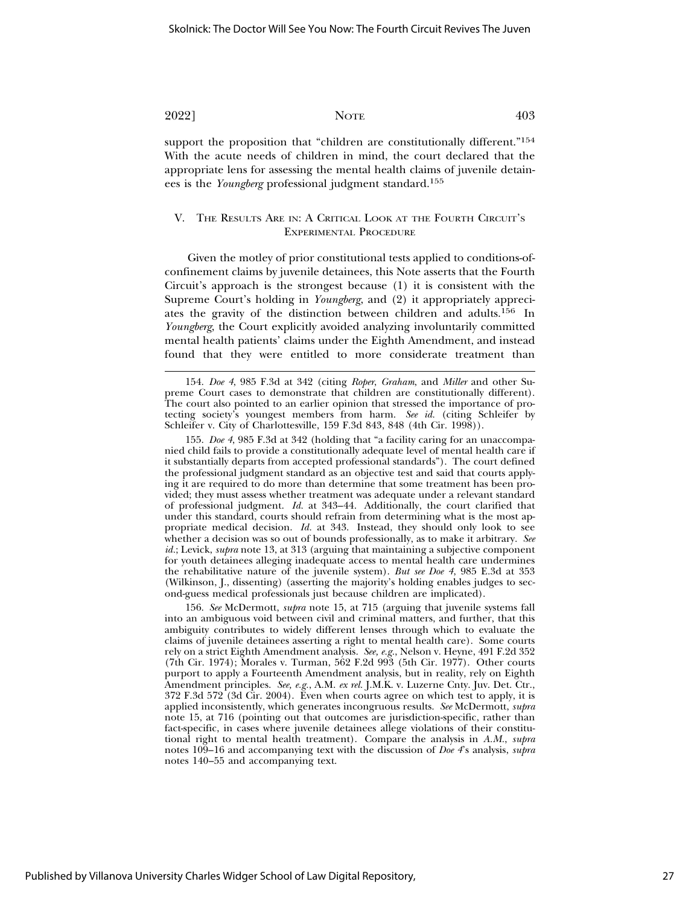support the proposition that "children are constitutionally different."[154] With the acute needs of children in mind, the court declared that the appropriate lens for assessing the mental health claims of juvenile detainees is the *Youngberg* professional judgment standard.[155]

## V. The Results Are in: A Critical Look at the Fourth Circuit's Experimental Procedure

Given the motley of prior constitutional tests applied to conditions-of-confinement claims by juvenile detainees, this Note asserts that the Fourth Circuit's approach is the strongest because (1) it is consistent with the Supreme Court's holding in *Youngberg*, and (2) it appropriately appreciates the gravity of the distinction between children and adults.[156] In *Youngberg*, the Court explicitly avoided analyzing involuntarily committed mental health patients' claims under the Eighth Amendment, and instead found that they were entitled to more considerate treatment than

---

154. *Doe 4*, 985 F.3d at 342 (citing *Roper*, *Graham*, and *Miller* and other Supreme Court cases to demonstrate that children are constitutionally different). The court also pointed to an earlier opinion that stressed the importance of protecting society's youngest members from harm. *See id.* (citing Schleifer by Schleifer v. City of Charlottesville, 159 F.3d 843, 848 (4th Cir. 1998)).

155. *Doe 4*, 985 F.3d at 342 (holding that "a facility caring for an unaccompanied child fails to provide a constitutionally adequate level of mental health care if it substantially departs from accepted professional standards"). The court defined the professional judgment standard as an objective test and said that courts applying it are required to do more than determine that some treatment has been provided; they must assess whether treatment was adequate under a relevant standard of professional judgment. *Id.* at 343–44. Additionally, the court clarified that under this standard, courts should refrain from determining what is the most appropriate medical decision. *Id.* at 343. Instead, they should only look to see whether a decision was so out of bounds professionally, as to make it arbitrary. *See id.*; Levick, *supra* note 13, at 313 (arguing that maintaining a subjective component for youth detainees alleging inadequate access to mental health care undermines the rehabilitative nature of the juvenile system). *But see Doe 4*, 985 F.3d at 353 (Wilkinson, J., dissenting) (asserting the majority's holding enables judges to second-guess medical professionals just because children are implicated).

156. *See* McDermott, *supra* note 15, at 715 (arguing that juvenile systems fall into an ambiguous void between civil and criminal matters, and further, that this ambiguity contributes to widely different lenses through which to evaluate the claims of juvenile detainees asserting a right to mental health care). Some courts rely on a strict Eighth Amendment analysis. *See, e.g.*, Nelson v. Heyne, 491 F.2d 352 (7th Cir. 1974); Morales v. Turman, 562 F.2d 993 (5th Cir. 1977). Other courts purport to apply a Fourteenth Amendment analysis, but in reality, rely on Eighth Amendment principles. *See, e.g.*, A.M. *ex rel.* J.M.K. v. Luzerne Cnty. Juv. Det. Ctr., 372 F.3d 572 (3d Cir. 2004). Even when courts agree on which test to apply, it is applied inconsistently, which generates incongruous results. *See* McDermott, *supra* note 15, at 716 (pointing out that outcomes are jurisdiction-specific, rather than fact-specific, in cases where juvenile detainees allege violations of their constitutional right to mental health treatment). Compare the analysis in *A.M.*, *supra* notes 109–16 and accompanying text with the discussion of *Doe 4*'s analysis, *supra* notes 140–55 and accompanying text.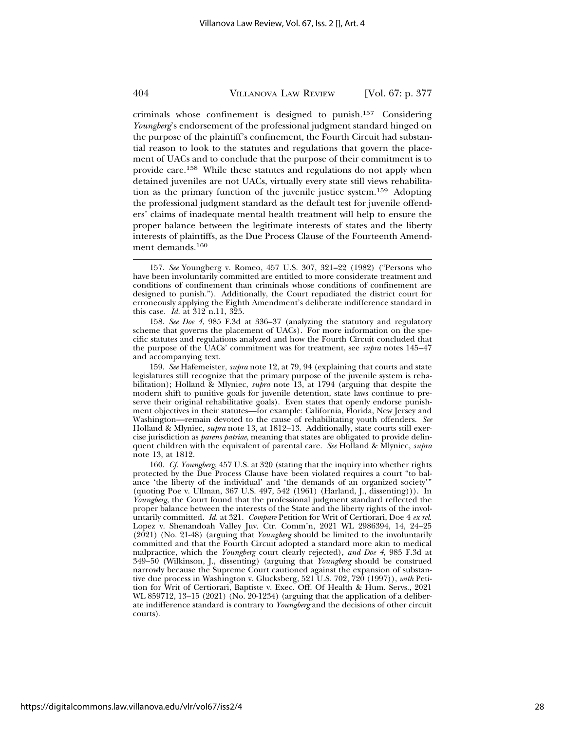criminals whose confinement is designed to punish.[157] Considering *Youngberg*'s endorsement of the professional judgment standard hinged on the purpose of the plaintiff's confinement, the Fourth Circuit had substantial reason to look to the statutes and regulations that govern the placement of UACs and to conclude that the purpose of their commitment is to provide care.[158] While these statutes and regulations do not apply when detained juveniles are not UACs, virtually every state still views rehabilitation as the primary function of the juvenile justice system.[159] Adopting the professional judgment standard as the default test for juvenile offenders' claims of inadequate mental health treatment will help to ensure the proper balance between the legitimate interests of states and the liberty interests of plaintiffs, as the Due Process Clause of the Fourteenth Amendment demands.[160]

---

157. *See* Youngberg v. Romeo, 457 U.S. 307, 321–22 (1982) ("Persons who have been involuntarily committed are entitled to more considerate treatment and conditions of confinement than criminals whose conditions of confinement are designed to punish."). Additionally, the Court repudiated the district court for erroneously applying the Eighth Amendment's deliberate indifference standard in this case. *Id.* at 312 n.11, 325.

158. *See Doe 4*, 985 F.3d at 336–37 (analyzing the statutory and regulatory scheme that governs the placement of UACs). For more information on the specific statutes and regulations analyzed and how the Fourth Circuit concluded that the purpose of the UACs' commitment was for treatment, see *supra* notes 145–47 and accompanying text.

159. *See* Hafemeister, *supra* note 12, at 79, 94 (explaining that courts and state legislatures still recognize that the primary purpose of the juvenile system is rehabilitation); Holland & Mlyniec, *supra* note 13, at 1794 (arguing that despite the modern shift to punitive goals for juvenile detention, state laws continue to preserve their original rehabilitative goals). Even states that openly endorse punishment objectives in their statutes—for example: California, Florida, New Jersey and Washington—remain devoted to the cause of rehabilitating youth offenders. *See* Holland & Mlyniec, *supra* note 13, at 1812–13. Additionally, state courts still exercise jurisdiction as *parens patriae*, meaning that states are obligated to provide delinquent children with the equivalent of parental care. *See* Holland & Mlyniec, *supra* note 13, at 1812.

160. *Cf. Youngberg*, 457 U.S. at 320 (stating that the inquiry into whether rights protected by the Due Process Clause have been violated requires a court "to balance 'the liberty of the individual' and 'the demands of an organized society'" (quoting Poe v. Ullman, 367 U.S. 497, 542 (1961) (Harland, J., dissenting))). In *Youngberg*, the Court found that the professional judgment standard reflected the proper balance between the interests of the State and the liberty rights of the involuntarily committed. *Id.* at 321. *Compare* Petition for Writ of Certiorari, Doe 4 *ex rel.* Lopez v. Shenandoah Valley Juv. Ctr. Comm'n, 2021 WL 2986394, 14, 24–25 (2021) (No. 21-48) (arguing that *Youngberg* should be limited to the involuntarily committed and that the Fourth Circuit adopted a standard more akin to medical malpractice, which the *Youngberg* court clearly rejected), *and Doe 4*, 985 F.3d at 349–50 (Wilkinson, J., dissenting) (arguing that *Youngberg* should be construed narrowly because the Supreme Court cautioned against the expansion of substantive due process in Washington v. Glucksberg, 521 U.S. 702, 720 (1997)), *with* Petition for Writ of Certiorari, Baptiste v. Exec. Off. Of Health & Hum. Servs., 2021 WL 859712, 13–15 (2021) (No. 20-1234) (arguing that the application of a deliberate indifference standard is contrary to *Youngberg* and the decisions of other circuit courts).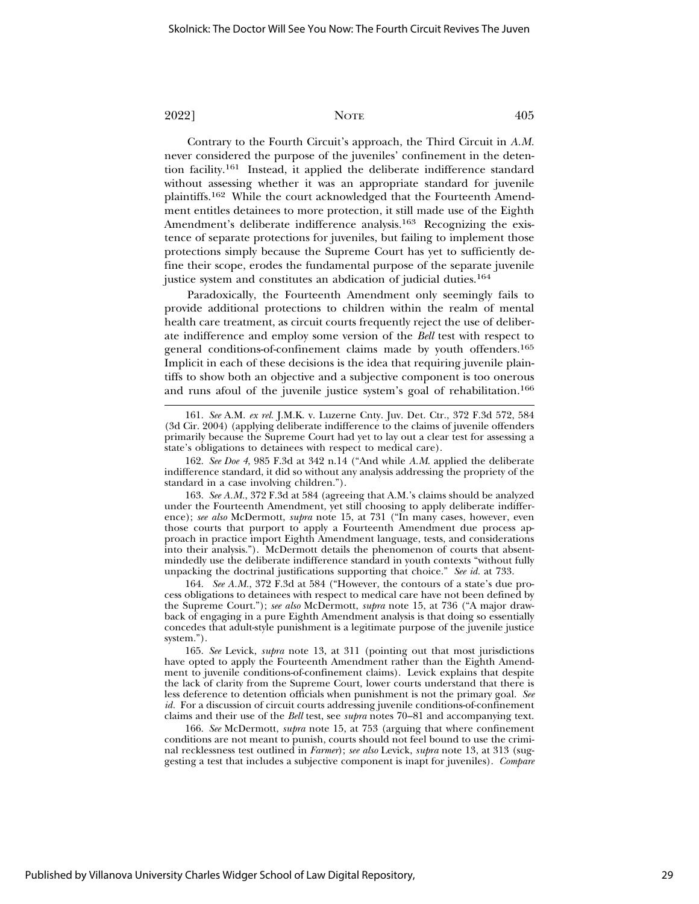Contrary to the Fourth Circuit's approach, the Third Circuit in *A.M.* never considered the purpose of the juveniles' confinement in the detention facility.[161] Instead, it applied the deliberate indifference standard without assessing whether it was an appropriate standard for juvenile plaintiffs.[162] While the court acknowledged that the Fourteenth Amendment entitles detainees to more protection, it still made use of the Eighth Amendment's deliberate indifference analysis.[163] Recognizing the existence of separate protections for juveniles, but failing to implement those protections simply because the Supreme Court has yet to sufficiently define their scope, erodes the fundamental purpose of the separate juvenile justice system and constitutes an abdication of judicial duties.[164]

Paradoxically, the Fourteenth Amendment only seemingly fails to provide additional protections to children within the realm of mental health care treatment, as circuit courts frequently reject the use of deliberate indifference and employ some version of the *Bell* test with respect to general conditions-of-confinement claims made by youth offenders.[165] Implicit in each of these decisions is the idea that requiring juvenile plaintiffs to show both an objective and a subjective component is too onerous and runs afoul of the juvenile justice system's goal of rehabilitation.[166]

---

161. *See* A.M. *ex rel.* J.M.K. v. Luzerne Cnty. Juv. Det. Ctr., 372 F.3d 572, 584 (3d Cir. 2004) (applying deliberate indifference to the claims of juvenile offenders primarily because the Supreme Court had yet to lay out a clear test for assessing a state's obligations to detainees with respect to medical care).

162. *See Doe 4*, 985 F.3d at 342 n.14 ("And while *A.M.* applied the deliberate indifference standard, it did so without any analysis addressing the propriety of the standard in a case involving children.").

163. *See A.M.*, 372 F.3d at 584 (agreeing that A.M.'s claims should be analyzed under the Fourteenth Amendment, yet still choosing to apply deliberate indifference); *see also* McDermott, *supra* note 15, at 731 ("In many cases, however, even those courts that purport to apply a Fourteenth Amendment due process approach in practice import Eighth Amendment language, tests, and considerations into their analysis."). McDermott details the phenomenon of courts that absentmindedly use the deliberate indifference standard in youth contexts "without fully unpacking the doctrinal justifications supporting that choice." *See id.* at 733.

164. *See A.M.*, 372 F.3d at 584 ("However, the contours of a state's due process obligations to detainees with respect to medical care have not been defined by the Supreme Court."); *see also* McDermott, *supra* note 15, at 736 ("A major drawback of engaging in a pure Eighth Amendment analysis is that doing so essentially concedes that adult-style punishment is a legitimate purpose of the juvenile justice system.").

165. *See* Levick, *supra* note 13, at 311 (pointing out that most jurisdictions have opted to apply the Fourteenth Amendment rather than the Eighth Amendment to juvenile conditions-of-confinement claims). Levick explains that despite the lack of clarity from the Supreme Court, lower courts understand that there is less deference to detention officials when punishment is not the primary goal. *See id.* For a discussion of circuit courts addressing juvenile conditions-of-confinement claims and their use of the *Bell* test, see *supra* notes 70–81 and accompanying text.

166. *See* McDermott, *supra* note 15, at 753 (arguing that where confinement conditions are not meant to punish, courts should not feel bound to use the criminal recklessness test outlined in *Farmer*); *see also* Levick, *supra* note 13, at 313 (suggesting a test that includes a subjective component is inapt for juveniles). *Compare*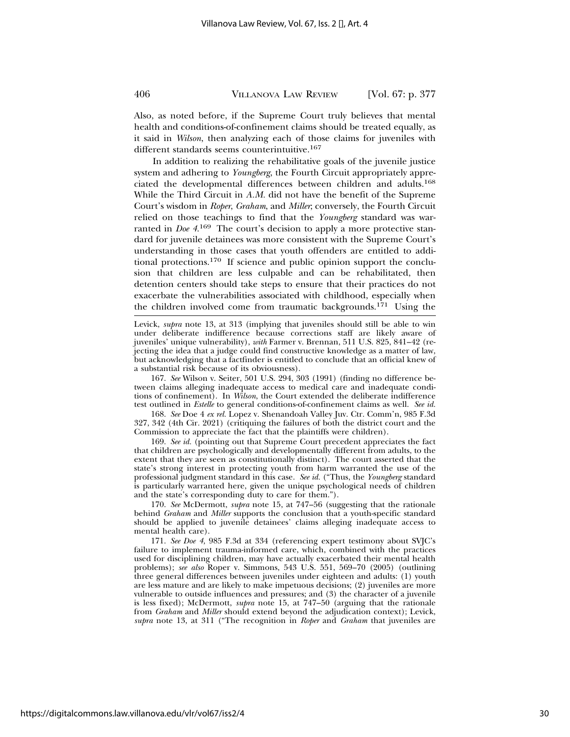Also, as noted before, if the Supreme Court truly believes that mental health and conditions-of-confinement claims should be treated equally, as it said in *Wilson*, then analyzing each of those claims for juveniles with different standards seems counterintuitive.[167]

In addition to realizing the rehabilitative goals of the juvenile justice system and adhering to *Youngberg*, the Fourth Circuit appropriately appreciated the developmental differences between children and adults.[168] While the Third Circuit in *A.M.* did not have the benefit of the Supreme Court's wisdom in *Roper*, *Graham*, and *Miller*; conversely, the Fourth Circuit relied on those teachings to find that the *Youngberg* standard was warranted in *Doe 4*.[169] The court's decision to apply a more protective standard for juvenile detainees was more consistent with the Supreme Court's understanding in those cases that youth offenders are entitled to additional protections.[170] If science and public opinion support the conclusion that children are less culpable and can be rehabilitated, then detention centers should take steps to ensure that their practices do not exacerbate the vulnerabilities associated with childhood, especially when the children involved come from traumatic backgrounds.[171] Using the

---

Levick, *supra* note 13, at 313 (implying that juveniles should still be able to win under deliberate indifference because corrections staff are likely aware of juveniles' unique vulnerability), *with* Farmer v. Brennan, 511 U.S. 825, 841–42 (rejecting the idea that a judge could find constructive knowledge as a matter of law, but acknowledging that a factfinder is entitled to conclude that an official knew of a substantial risk because of its obviousness).

167. *See* Wilson v. Seiter, 501 U.S. 294, 303 (1991) (finding no difference between claims alleging inadequate access to medical care and inadequate conditions of confinement). In *Wilson*, the Court extended the deliberate indifference test outlined in *Estelle* to general conditions-of-confinement claims as well. *See id.*

168. *See* Doe 4 *ex rel.* Lopez v. Shenandoah Valley Juv. Ctr. Comm'n, 985 F.3d 327, 342 (4th Cir. 2021) (critiquing the failures of both the district court and the Commission to appreciate the fact that the plaintiffs were children).

169. *See id.* (pointing out that Supreme Court precedent appreciates the fact that children are psychologically and developmentally different from adults, to the extent that they are seen as constitutionally distinct). The court asserted that the state's strong interest in protecting youth from harm warranted the use of the professional judgment standard in this case. *See id.* ("Thus, the *Youngberg* standard is particularly warranted here, given the unique psychological needs of children and the state's corresponding duty to care for them.").

170. *See* McDermott, *supra* note 15, at 747–56 (suggesting that the rationale behind *Graham* and *Miller* supports the conclusion that a youth-specific standard should be applied to juvenile detainees' claims alleging inadequate access to mental health care).

171. *See Doe 4*, 985 F.3d at 334 (referencing expert testimony about SVJC's failure to implement trauma-informed care, which, combined with the practices used for disciplining children, may have actually exacerbated their mental health problems); *see also* Roper v. Simmons, 543 U.S. 551, 569–70 (2005) (outlining three general differences between juveniles under eighteen and adults: (1) youth are less mature and are likely to make impetuous decisions; (2) juveniles are more vulnerable to outside influences and pressures; and (3) the character of a juvenile is less fixed); McDermott, *supra* note 15, at 747–50 (arguing that the rationale from *Graham* and *Miller* should extend beyond the adjudication context); Levick, *supra* note 13, at 311 ("The recognition in *Roper* and *Graham* that juveniles are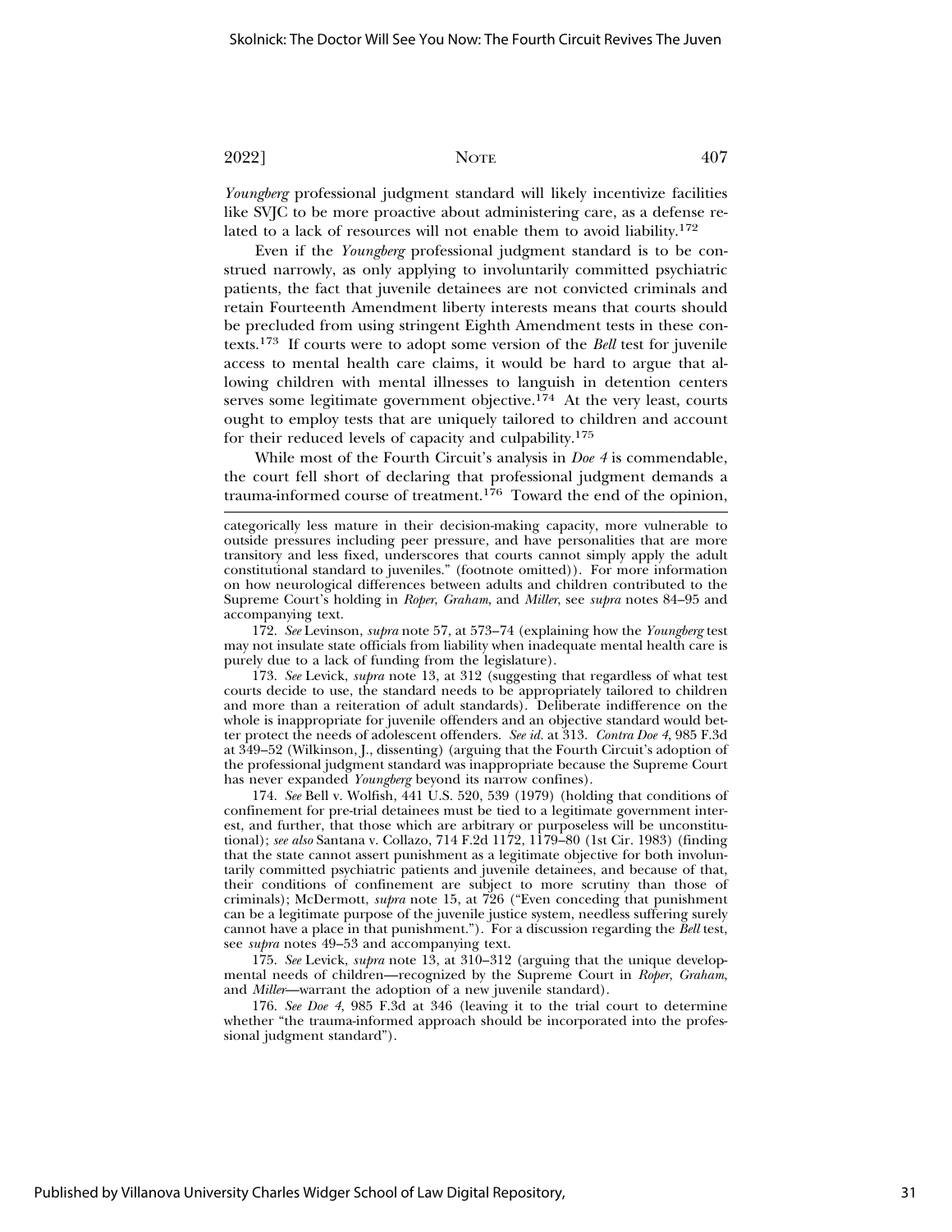*Youngberg* professional judgment standard will likely incentivize facilities like SVJC to be more proactive about administering care, as a defense related to a lack of resources will not enable them to avoid liability.[172]

Even if the *Youngberg* professional judgment standard is to be construed narrowly, as only applying to involuntarily committed psychiatric patients, the fact that juvenile detainees are not convicted criminals and retain Fourteenth Amendment liberty interests means that courts should be precluded from using stringent Eighth Amendment tests in these contexts.[173] If courts were to adopt some version of the *Bell* test for juvenile access to mental health care claims, it would be hard to argue that allowing children with mental illnesses to languish in detention centers serves some legitimate government objective.[174] At the very least, courts ought to employ tests that are uniquely tailored to children and account for their reduced levels of capacity and culpability.[175]

While most of the Fourth Circuit's analysis in *Doe 4* is commendable, the court fell short of declaring that professional judgment demands a trauma-informed course of treatment.[176] Toward the end of the opinion,

---

categorically less mature in their decision-making capacity, more vulnerable to outside pressures including peer pressure, and have personalities that are more transitory and less fixed, underscores that courts cannot simply apply the adult constitutional standard to juveniles." (footnote omitted)). For more information on how neurological differences between adults and children contributed to the Supreme Court's holding in *Roper*, *Graham*, and *Miller*, see *supra* notes 84–95 and accompanying text.

172. *See* Levinson, *supra* note 57, at 573–74 (explaining how the *Youngberg* test may not insulate state officials from liability when inadequate mental health care is purely due to a lack of funding from the legislature).

173. *See* Levick, *supra* note 13, at 312 (suggesting that regardless of what test courts decide to use, the standard needs to be appropriately tailored to children and more than a reiteration of adult standards). Deliberate indifference on the whole is inappropriate for juvenile offenders and an objective standard would better protect the needs of adolescent offenders. *See id.* at 313. *Contra Doe 4*, 985 F.3d at 349–52 (Wilkinson, J., dissenting) (arguing that the Fourth Circuit's adoption of the professional judgment standard was inappropriate because the Supreme Court has never expanded *Youngberg* beyond its narrow confines).

174. *See* Bell v. Wolfish, 441 U.S. 520, 539 (1979) (holding that conditions of confinement for pre-trial detainees must be tied to a legitimate government interest, and further, that those which are arbitrary or purposeless will be unconstitutional); *see also* Santana v. Collazo, 714 F.2d 1172, 1179–80 (1st Cir. 1983) (finding that the state cannot assert punishment as a legitimate objective for both involuntarily committed psychiatric patients and juvenile detainees, and because of that, their conditions of confinement are subject to more scrutiny than those of criminals); McDermott, *supra* note 15, at 726 ("Even conceding that punishment can be a legitimate purpose of the juvenile justice system, needless suffering surely cannot have a place in that punishment."). For a discussion regarding the *Bell* test, see *supra* notes 49–53 and accompanying text.

175. *See* Levick, *supra* note 13, at 310–312 (arguing that the unique developmental needs of children—recognized by the Supreme Court in *Roper*, *Graham*, and *Miller*—warrant the adoption of a new juvenile standard).

176. *See Doe 4*, 985 F.3d at 346 (leaving it to the trial court to determine whether "the trauma-informed approach should be incorporated into the professional judgment standard").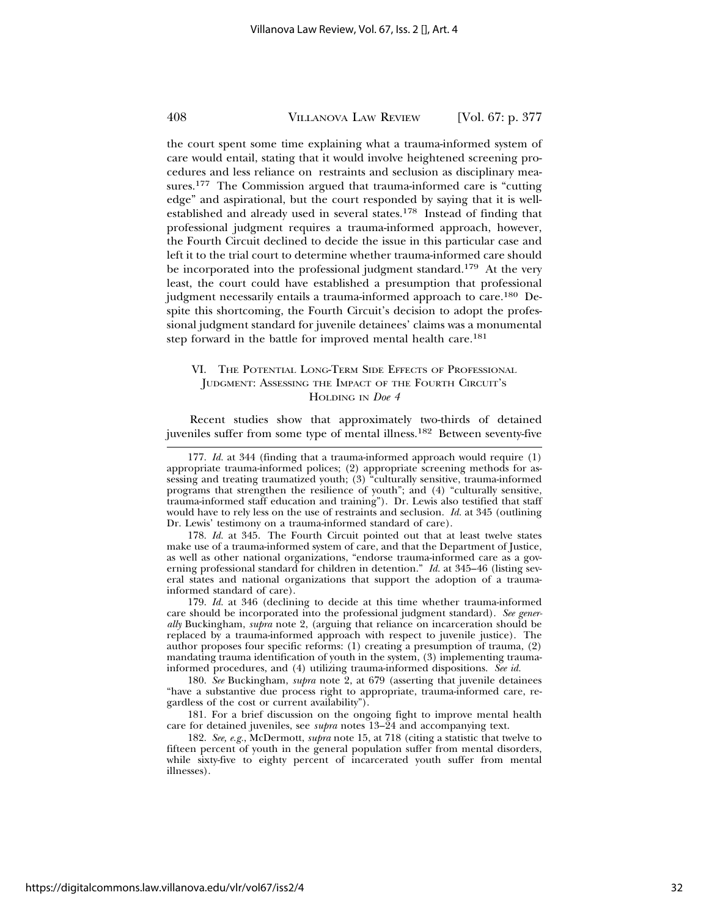the court spent some time explaining what a trauma-informed system of care would entail, stating that it would involve heightened screening procedures and less reliance on restraints and seclusion as disciplinary measures.[177] The Commission argued that trauma-informed care is "cutting edge" and aspirational, but the court responded by saying that it is well-established and already used in several states.[178] Instead of finding that professional judgment requires a trauma-informed approach, however, the Fourth Circuit declined to decide the issue in this particular case and left it to the trial court to determine whether trauma-informed care should be incorporated into the professional judgment standard.[179] At the very least, the court could have established a presumption that professional judgment necessarily entails a trauma-informed approach to care.[180] Despite this shortcoming, the Fourth Circuit's decision to adopt the professional judgment standard for juvenile detainees' claims was a monumental step forward in the battle for improved mental health care.[181]

## VI. The Potential Long-Term Side Effects of Professional Judgment: Assessing the Impact of the Fourth Circuit's Holding in *Doe 4*

Recent studies show that approximately two-thirds of detained juveniles suffer from some type of mental illness.[182] Between seventy-five

---

177. *Id.* at 344 (finding that a trauma-informed approach would require (1) appropriate trauma-informed polices; (2) appropriate screening methods for assessing and treating traumatized youth; (3) "culturally sensitive, trauma-informed programs that strengthen the resilience of youth"; and (4) "culturally sensitive, trauma-informed staff education and training"). Dr. Lewis also testified that staff would have to rely less on the use of restraints and seclusion. *Id.* at 345 (outlining Dr. Lewis' testimony on a trauma-informed standard of care).

178. *Id.* at 345. The Fourth Circuit pointed out that at least twelve states make use of a trauma-informed system of care, and that the Department of Justice, as well as other national organizations, "endorse trauma-informed care as a governing professional standard for children in detention." *Id.* at 345–46 (listing several states and national organizations that support the adoption of a trauma-informed standard of care).

179. *Id.* at 346 (declining to decide at this time whether trauma-informed care should be incorporated into the professional judgment standard). *See generally* Buckingham, *supra* note 2, (arguing that reliance on incarceration should be replaced by a trauma-informed approach with respect to juvenile justice). The author proposes four specific reforms: (1) creating a presumption of trauma, (2) mandating trauma identification of youth in the system, (3) implementing trauma-informed procedures, and (4) utilizing trauma-informed dispositions. *See id.*

180. *See* Buckingham, *supra* note 2, at 679 (asserting that juvenile detainees "have a substantive due process right to appropriate, trauma-informed care, regardless of the cost or current availability").

181. For a brief discussion on the ongoing fight to improve mental health care for detained juveniles, see *supra* notes 13–24 and accompanying text.

182. *See, e.g.*, McDermott, *supra* note 15, at 718 (citing a statistic that twelve to fifteen percent of youth in the general population suffer from mental disorders, while sixty-five to eighty percent of incarcerated youth suffer from mental illnesses).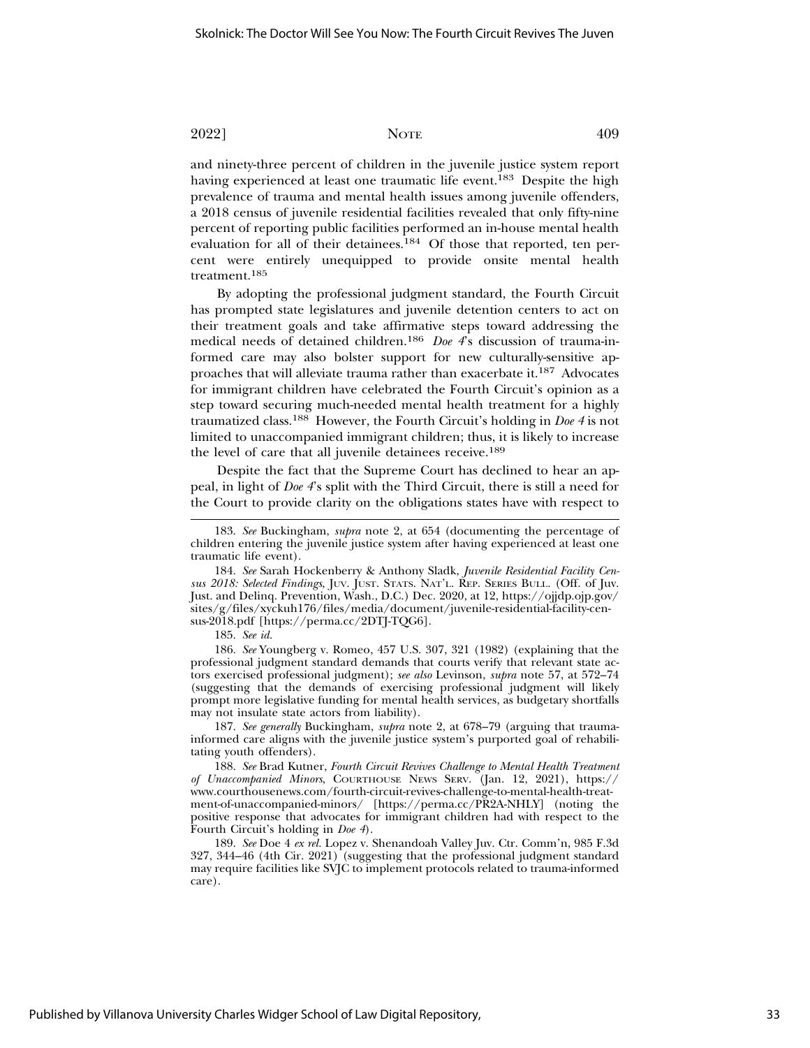and ninety-three percent of children in the juvenile justice system report having experienced at least one traumatic life event.[183] Despite the high prevalence of trauma and mental health issues among juvenile offenders, a 2018 census of juvenile residential facilities revealed that only fifty-nine percent of reporting public facilities performed an in-house mental health evaluation for all of their detainees.[184] Of those that reported, ten percent were entirely unequipped to provide onsite mental health treatment.[185]

By adopting the professional judgment standard, the Fourth Circuit has prompted state legislatures and juvenile detention centers to act on their treatment goals and take affirmative steps toward addressing the medical needs of detained children.[186] *Doe 4*'s discussion of trauma-informed care may also bolster support for new culturally-sensitive approaches that will alleviate trauma rather than exacerbate it.[187] Advocates for immigrant children have celebrated the Fourth Circuit's opinion as a step toward securing much-needed mental health treatment for a highly traumatized class.[188] However, the Fourth Circuit's holding in *Doe 4* is not limited to unaccompanied immigrant children; thus, it is likely to increase the level of care that all juvenile detainees receive.[189]

Despite the fact that the Supreme Court has declined to hear an appeal, in light of *Doe 4*'s split with the Third Circuit, there is still a need for the Court to provide clarity on the obligations states have with respect to

---

183. *See* Buckingham, *supra* note 2, at 654 (documenting the percentage of children entering the juvenile justice system after having experienced at least one traumatic life event).

184. *See* Sarah Hockenberry & Anthony Sladk, *Juvenile Residential Facility Census 2018: Selected Findings*, JUV. JUST. STATS. NAT'L. REP. SERIES BULL. (Off. of Juv. Just. and Delinq. Prevention, Wash., D.C.) Dec. 2020, at 12, https://ojjdp.ojp.gov/sites/g/files/xyckuh176/files/media/document/juvenile-residential-facility-census-2018.pdf [https://perma.cc/2DTJ-TQG6].

185. *See id.*

186. *See* Youngberg v. Romeo, 457 U.S. 307, 321 (1982) (explaining that the professional judgment standard demands that courts verify that relevant state actors exercised professional judgment); *see also* Levinson, *supra* note 57, at 572–74 (suggesting that the demands of exercising professional judgment will likely prompt more legislative funding for mental health services, as budgetary shortfalls may not insulate state actors from liability).

187. *See generally* Buckingham, *supra* note 2, at 678–79 (arguing that trauma-informed care aligns with the juvenile justice system's purported goal of rehabilitating youth offenders).

188. *See* Brad Kutner, *Fourth Circuit Revives Challenge to Mental Health Treatment of Unaccompanied Minors*, COURTHOUSE NEWS SERV. (Jan. 12, 2021), https://www.courthousenews.com/fourth-circuit-revives-challenge-to-mental-health-treatment-of-unaccompanied-minors/ [https://perma.cc/PR2A-NHLY] (noting the positive response that advocates for immigrant children had with respect to the Fourth Circuit's holding in *Doe 4*).

189. *See* Doe 4 *ex rel.* Lopez v. Shenandoah Valley Juv. Ctr. Comm'n, 985 F.3d 327, 344–46 (4th Cir. 2021) (suggesting that the professional judgment standard may require facilities like SVJC to implement protocols related to trauma-informed care).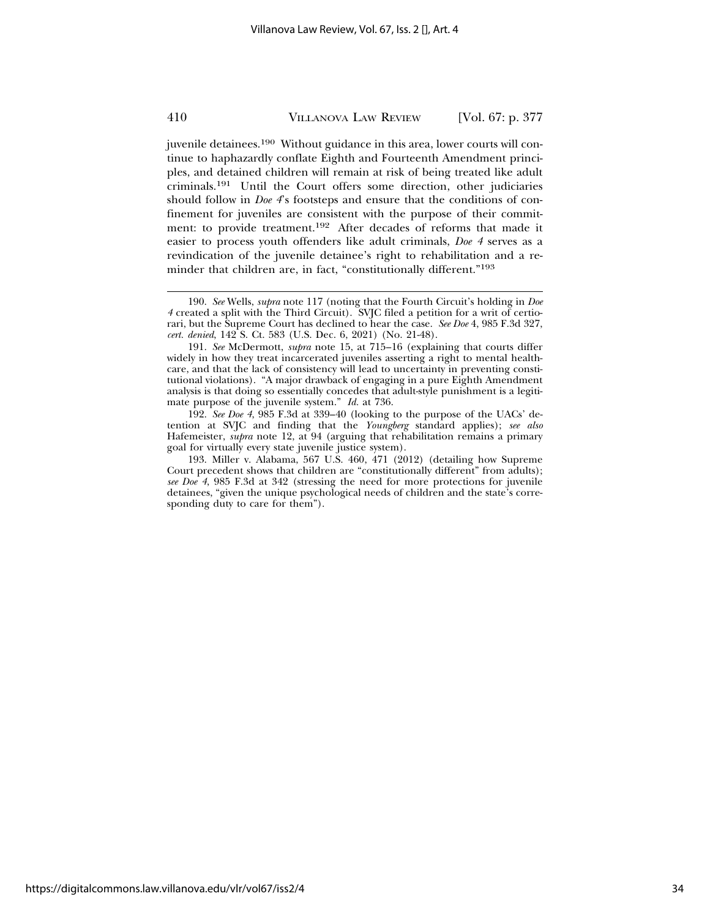juvenile detainees.[190] Without guidance in this area, lower courts will continue to haphazardly conflate Eighth and Fourteenth Amendment principles, and detained children will remain at risk of being treated like adult criminals.[191] Until the Court offers some direction, other judiciaries should follow in *Doe 4*'s footsteps and ensure that the conditions of confinement for juveniles are consistent with the purpose of their commitment: to provide treatment.[192] After decades of reforms that made it easier to process youth offenders like adult criminals, *Doe 4* serves as a revindication of the juvenile detainee's right to rehabilitation and a reminder that children are, in fact, "constitutionally different."[193]

---

190. *See* Wells, *supra* note 117 (noting that the Fourth Circuit's holding in *Doe 4* created a split with the Third Circuit). SVJC filed a petition for a writ of certiorari, but the Supreme Court has declined to hear the case. *See Doe* 4, 985 F.3d 327, *cert. denied*, 142 S. Ct. 583 (U.S. Dec. 6, 2021) (No. 21-48).

191. *See* McDermott, *supra* note 15, at 715–16 (explaining that courts differ widely in how they treat incarcerated juveniles asserting a right to mental healthcare, and that the lack of consistency will lead to uncertainty in preventing constitutional violations). "A major drawback of engaging in a pure Eighth Amendment analysis is that doing so essentially concedes that adult-style punishment is a legitimate purpose of the juvenile system." *Id.* at 736.

192. *See Doe 4*, 985 F.3d at 339–40 (looking to the purpose of the UACs' detention at SVJC and finding that the *Youngberg* standard applies); *see also* Hafemeister, *supra* note 12, at 94 (arguing that rehabilitation remains a primary goal for virtually every state juvenile justice system).

193. Miller v. Alabama, 567 U.S. 460, 471 (2012) (detailing how Supreme Court precedent shows that children are "constitutionally different" from adults); *see Doe 4*, 985 F.3d at 342 (stressing the need for more protections for juvenile detainees, "given the unique psychological needs of children and the state's corresponding duty to care for them").